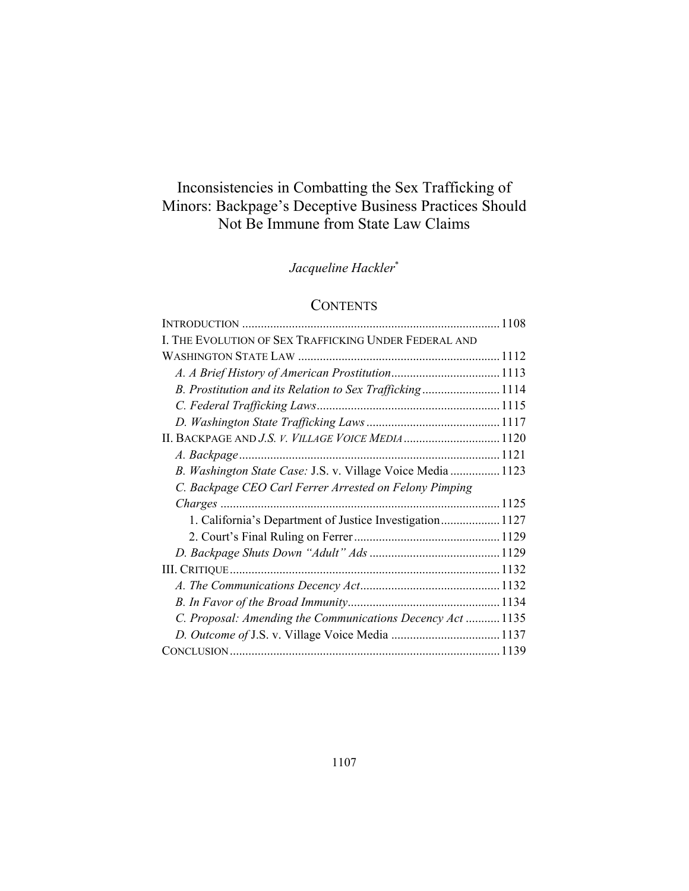# Inconsistencies in Combatting the Sex Trafficking of Minors: Backpage's Deceptive Business Practices Should Not Be Immune from State Law Claims

*Jacqueline Hackler*[*]

## CONTENTS

INTRODUCTION .......... 1108

I. THE EVOLUTION OF SEX TRAFFICKING UNDER FEDERAL AND WASHINGTON STATE LAW .......... 1112

- *A. A Brief History of American Prostitution* .......... 1113
- *B. Prostitution and its Relation to Sex Trafficking* .......... 1114
- *C. Federal Trafficking Laws* .......... 1115
- *D. Washington State Trafficking Laws* .......... 1117

II. BACKPAGE AND *J.S. V. VILLAGE VOICE MEDIA* .......... 1120

- *A. Backpage* .......... 1121
- *B. Washington State Case:* J.S. v. Village Voice Media .......... 1123
- *C. Backpage CEO Carl Ferrer Arrested on Felony Pimping Charges* .......... 1125
  - 1. California's Department of Justice Investigation .......... 1127
  - 2. Court's Final Ruling on Ferrer .......... 1129
- *D. Backpage Shuts Down "Adult" Ads* .......... 1129

III. CRITIQUE .......... 1132

- *A. The Communications Decency Act* .......... 1132
- *B. In Favor of the Broad Immunity* .......... 1134
- *C. Proposal: Amending the Communications Decency Act* .......... 1135
- *D. Outcome of* J.S. v. Village Voice Media .......... 1137

CONCLUSION .......... 1139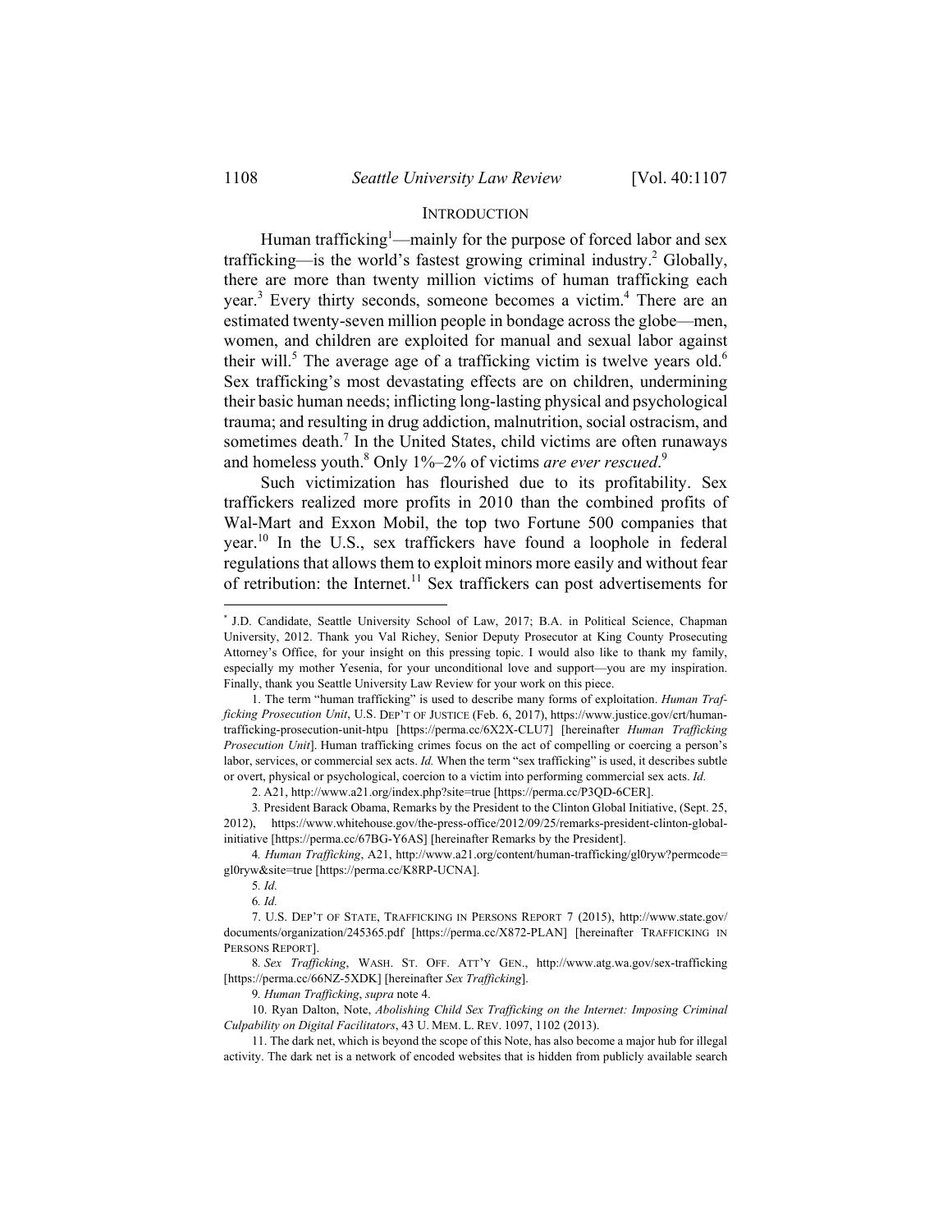## INTRODUCTION

Human trafficking[1]—mainly for the purpose of forced labor and sex trafficking—is the world's fastest growing criminal industry.[2] Globally, there are more than twenty million victims of human trafficking each year.[3] Every thirty seconds, someone becomes a victim.[4] There are an estimated twenty-seven million people in bondage across the globe—men, women, and children are exploited for manual and sexual labor against their will.[5] The average age of a trafficking victim is twelve years old.[6] Sex trafficking's most devastating effects are on children, undermining their basic human needs; inflicting long-lasting physical and psychological trauma; and resulting in drug addiction, malnutrition, social ostracism, and sometimes death.[7] In the United States, child victims are often runaways and homeless youth.[8] Only 1%–2% of victims *are ever rescued*.[9]

Such victimization has flourished due to its profitability. Sex traffickers realized more profits in 2010 than the combined profits of Wal-Mart and Exxon Mobil, the top two Fortune 500 companies that year.[10] In the U.S., sex traffickers have found a loophole in federal regulations that allows them to exploit minors more easily and without fear of retribution: the Internet.[11] Sex traffickers can post advertisements for

---

\* J.D. Candidate, Seattle University School of Law, 2017; B.A. in Political Science, Chapman University, 2012. Thank you Val Richey, Senior Deputy Prosecutor at King County Prosecuting Attorney's Office, for your insight on this pressing topic. I would also like to thank my family, especially my mother Yesenia, for your unconditional love and support—you are my inspiration. Finally, thank you Seattle University Law Review for your work on this piece.

1. The term "human trafficking" is used to describe many forms of exploitation. *Human Trafficking Prosecution Unit*, U.S. DEP'T OF JUSTICE (Feb. 6, 2017), https://www.justice.gov/crt/human-trafficking-prosecution-unit-htpu [https://perma.cc/6X2X-CLU7] [hereinafter *Human Trafficking Prosecution Unit*]. Human trafficking crimes focus on the act of compelling or coercing a person's labor, services, or commercial sex acts. *Id.* When the term "sex trafficking" is used, it describes subtle or overt, physical or psychological, coercion to a victim into performing commercial sex acts. *Id.*

2. A21, http://www.a21.org/index.php?site=true [https://perma.cc/P3QD-6CER].

3. President Barack Obama, Remarks by the President to the Clinton Global Initiative, (Sept. 25, 2012), https://www.whitehouse.gov/the-press-office/2012/09/25/remarks-president-clinton-global-initiative [https://perma.cc/67BG-Y6AS] [hereinafter Remarks by the President].

4. *Human Trafficking*, A21, http://www.a21.org/content/human-trafficking/gl0ryw?permcode=gl0ryw&site=true [https://perma.cc/K8RP-UCNA].

5. *Id.*

6. *Id.*

7. U.S. DEP'T OF STATE, TRAFFICKING IN PERSONS REPORT 7 (2015), http://www.state.gov/documents/organization/245365.pdf [https://perma.cc/X872-PLAN] [hereinafter TRAFFICKING IN PERSONS REPORT].

8. *Sex Trafficking*, WASH. ST. OFF. ATT'Y GEN., http://www.atg.wa.gov/sex-trafficking [https://perma.cc/66NZ-5XDK] [hereinafter *Sex Trafficking*].

9. *Human Trafficking*, *supra* note 4.

10. Ryan Dalton, Note, *Abolishing Child Sex Trafficking on the Internet: Imposing Criminal Culpability on Digital Facilitators*, 43 U. MEM. L. REV. 1097, 1102 (2013).

11. The dark net, which is beyond the scope of this Note, has also become a major hub for illegal activity. The dark net is a network of encoded websites that is hidden from publicly available search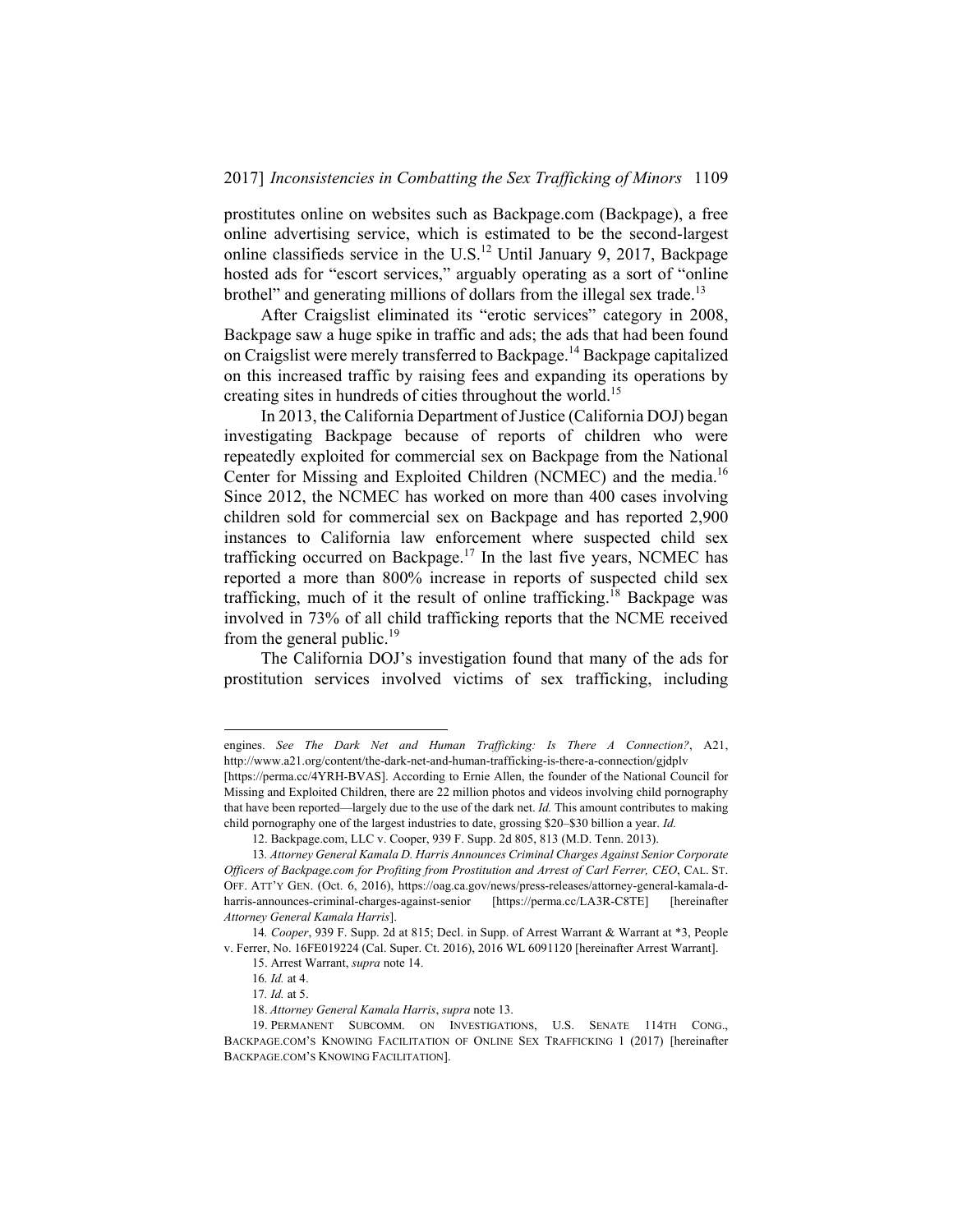prostitutes online on websites such as Backpage.com (Backpage), a free online advertising service, which is estimated to be the second-largest online classifieds service in the U.S.[12] Until January 9, 2017, Backpage hosted ads for "escort services," arguably operating as a sort of "online brothel" and generating millions of dollars from the illegal sex trade.[13]

After Craigslist eliminated its "erotic services" category in 2008, Backpage saw a huge spike in traffic and ads; the ads that had been found on Craigslist were merely transferred to Backpage.[14] Backpage capitalized on this increased traffic by raising fees and expanding its operations by creating sites in hundreds of cities throughout the world.[15]

In 2013, the California Department of Justice (California DOJ) began investigating Backpage because of reports of children who were repeatedly exploited for commercial sex on Backpage from the National Center for Missing and Exploited Children (NCMEC) and the media.[16] Since 2012, the NCMEC has worked on more than 400 cases involving children sold for commercial sex on Backpage and has reported 2,900 instances to California law enforcement where suspected child sex trafficking occurred on Backpage.[17] In the last five years, NCMEC has reported a more than 800% increase in reports of suspected child sex trafficking, much of it the result of online trafficking.[18] Backpage was involved in 73% of all child trafficking reports that the NCME received from the general public.[19]

The California DOJ's investigation found that many of the ads for prostitution services involved victims of sex trafficking, including

---

engines. *See The Dark Net and Human Trafficking: Is There A Connection?*, A21, http://www.a21.org/content/the-dark-net-and-human-trafficking-is-there-a-connection/gjdplv [https://perma.cc/4YRH-BVAS]. According to Ernie Allen, the founder of the National Council for Missing and Exploited Children, there are 22 million photos and videos involving child pornography that have been reported—largely due to the use of the dark net. *Id.* This amount contributes to making child pornography one of the largest industries to date, grossing \$20–\$30 billion a year. *Id.*

12. Backpage.com, LLC v. Cooper, 939 F. Supp. 2d 805, 813 (M.D. Tenn. 2013).

13. *Attorney General Kamala D. Harris Announces Criminal Charges Against Senior Corporate Officers of Backpage.com for Profiting from Prostitution and Arrest of Carl Ferrer, CEO*, CAL. ST. OFF. ATT'Y GEN. (Oct. 6, 2016), https://oag.ca.gov/news/press-releases/attorney-general-kamala-d-harris-announces-criminal-charges-against-senior [https://perma.cc/LA3R-C8TE] [hereinafter *Attorney General Kamala Harris*].

14. *Cooper*, 939 F. Supp. 2d at 815; Decl. in Supp. of Arrest Warrant & Warrant at *3, People v. Ferrer, No. 16FE019224 (Cal. Super. Ct. 2016), 2016 WL 6091120 [hereinafter Arrest Warrant].

15. Arrest Warrant, *supra* note 14.

16. *Id.* at 4.

17. *Id.* at 5.

18. *Attorney General Kamala Harris*, *supra* note 13.

19. PERMANENT SUBCOMM. ON INVESTIGATIONS, U.S. SENATE 114TH CONG., BACKPAGE.COM'S KNOWING FACILITATION OF ONLINE SEX TRAFFICKING 1 (2017) [hereinafter BACKPAGE.COM'S KNOWING FACILITATION].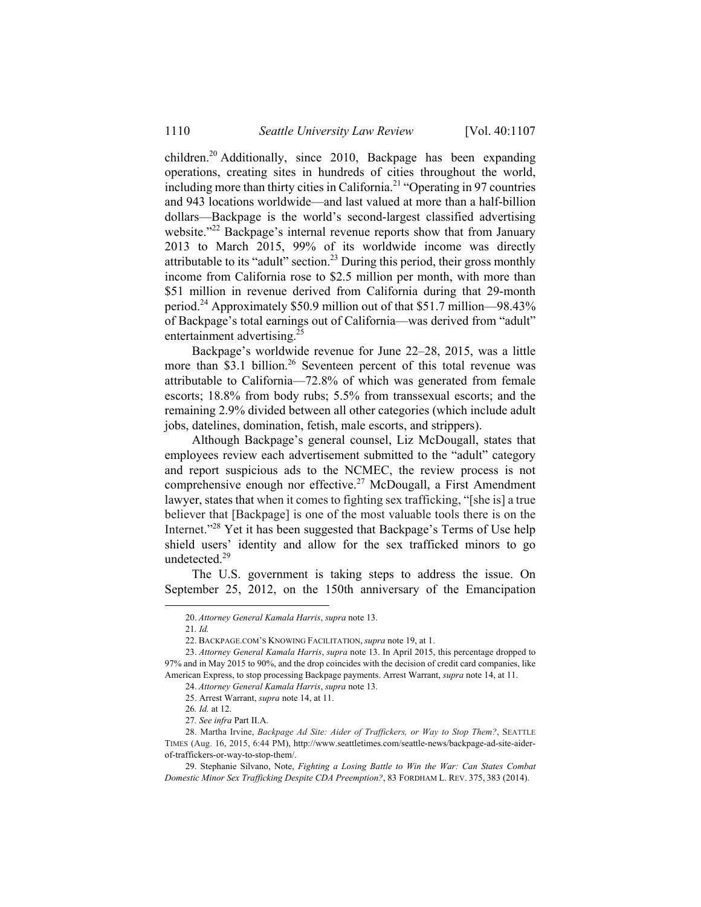children.[20] Additionally, since 2010, Backpage has been expanding operations, creating sites in hundreds of cities throughout the world, including more than thirty cities in California.[21] "Operating in 97 countries and 943 locations worldwide—and last valued at more than a half-billion dollars—Backpage is the world's second-largest classified advertising website."[22] Backpage's internal revenue reports show that from January 2013 to March 2015, 99% of its worldwide income was directly attributable to its "adult" section.[23] During this period, their gross monthly income from California rose to $2.5 million per month, with more than $51 million in revenue derived from California during that 29-month period.[24] Approximately $50.9 million out of that $51.7 million—98.43% of Backpage's total earnings out of California—was derived from "adult" entertainment advertising.[25]

Backpage's worldwide revenue for June 22–28, 2015, was a little more than $3.1 billion.[26] Seventeen percent of this total revenue was attributable to California—72.8% of which was generated from female escorts; 18.8% from body rubs; 5.5% from transsexual escorts; and the remaining 2.9% divided between all other categories (which include adult jobs, datelines, domination, fetish, male escorts, and strippers).

Although Backpage's general counsel, Liz McDougall, states that employees review each advertisement submitted to the "adult" category and report suspicious ads to the NCMEC, the review process is not comprehensive enough nor effective.[27] McDougall, a First Amendment lawyer, states that when it comes to fighting sex trafficking, "[she is] a true believer that [Backpage] is one of the most valuable tools there is on the Internet."[28] Yet it has been suggested that Backpage's Terms of Use help shield users' identity and allow for the sex trafficked minors to go undetected.[29]

The U.S. government is taking steps to address the issue. On September 25, 2012, on the 150th anniversary of the Emancipation

---

20. *Attorney General Kamala Harris*, *supra* note 13.

21. *Id.*

22. BACKPAGE.COM'S KNOWING FACILITATION, *supra* note 19, at 1.

23. *Attorney General Kamala Harris*, *supra* note 13. In April 2015, this percentage dropped to 97% and in May 2015 to 90%, and the drop coincides with the decision of credit card companies, like American Express, to stop processing Backpage payments. Arrest Warrant, *supra* note 14, at 11.

24. *Attorney General Kamala Harris*, *supra* note 13.

25. Arrest Warrant, *supra* note 14, at 11.

26. *Id.* at 12.

27. *See infra* Part II.A.

28. Martha Irvine, *Backpage Ad Site: Aider of Traffickers, or Way to Stop Them?*, SEATTLE TIMES (Aug. 16, 2015, 6:44 PM), http://www.seattletimes.com/seattle-news/backpage-ad-site-aider-of-traffickers-or-way-to-stop-them/.

29. Stephanie Silvano, Note, *Fighting a Losing Battle to Win the War: Can States Combat Domestic Minor Sex Trafficking Despite CDA Preemption?*, 83 FORDHAM L. REV. 375, 383 (2014).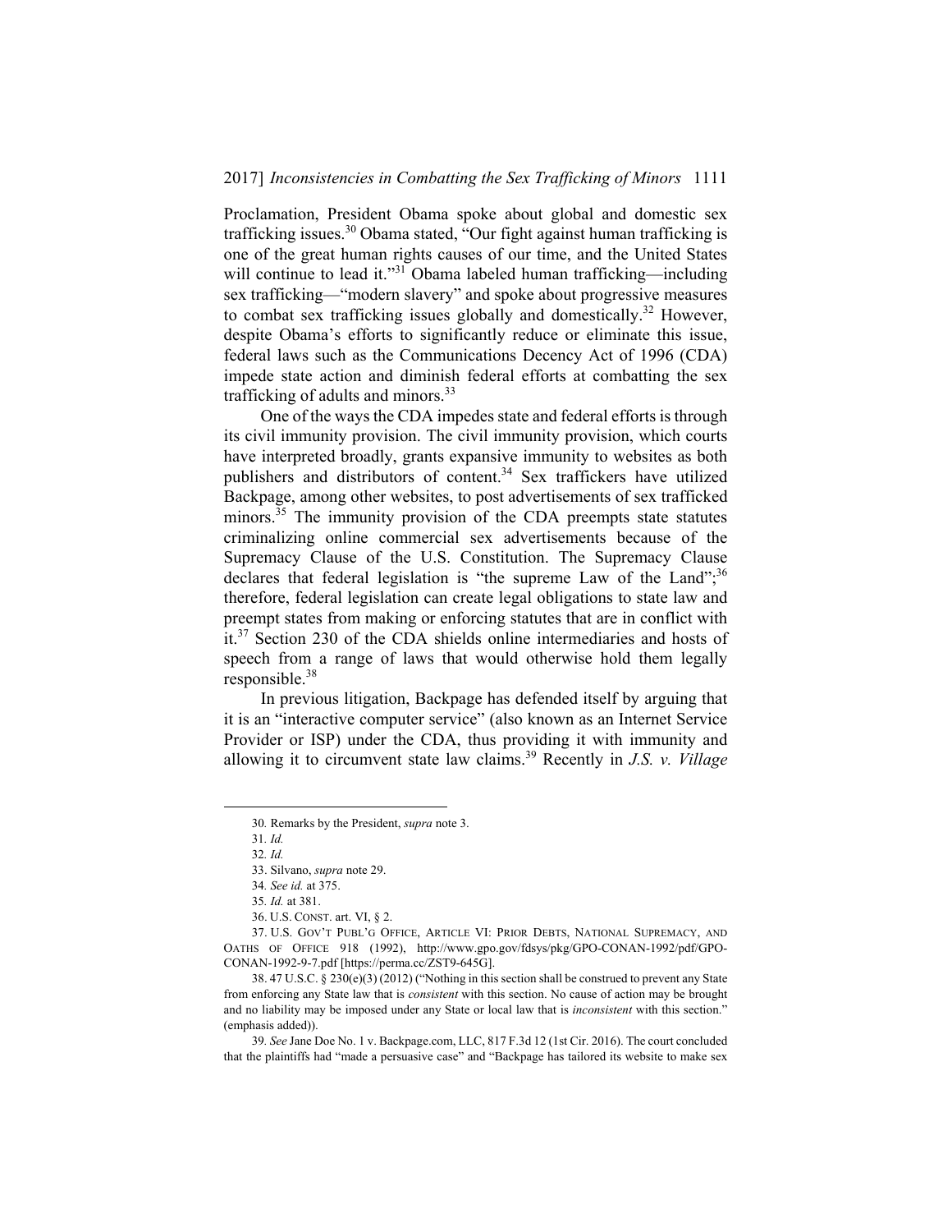Proclamation, President Obama spoke about global and domestic sex trafficking issues.[30] Obama stated, "Our fight against human trafficking is one of the great human rights causes of our time, and the United States will continue to lead it."[31] Obama labeled human trafficking—including sex trafficking—"modern slavery" and spoke about progressive measures to combat sex trafficking issues globally and domestically.[32] However, despite Obama's efforts to significantly reduce or eliminate this issue, federal laws such as the Communications Decency Act of 1996 (CDA) impede state action and diminish federal efforts at combatting the sex trafficking of adults and minors.[33]

One of the ways the CDA impedes state and federal efforts is through its civil immunity provision. The civil immunity provision, which courts have interpreted broadly, grants expansive immunity to websites as both publishers and distributors of content.[34] Sex traffickers have utilized Backpage, among other websites, to post advertisements of sex trafficked minors.[35] The immunity provision of the CDA preempts state statutes criminalizing online commercial sex advertisements because of the Supremacy Clause of the U.S. Constitution. The Supremacy Clause declares that federal legislation is "the supreme Law of the Land";[36] therefore, federal legislation can create legal obligations to state law and preempt states from making or enforcing statutes that are in conflict with it.[37] Section 230 of the CDA shields online intermediaries and hosts of speech from a range of laws that would otherwise hold them legally responsible.[38]

In previous litigation, Backpage has defended itself by arguing that it is an "interactive computer service" (also known as an Internet Service Provider or ISP) under the CDA, thus providing it with immunity and allowing it to circumvent state law claims.[39] Recently in *J.S. v. Village*

---

30. Remarks by the President, *supra* note 3.

31. *Id.*

32. *Id.*

33. Silvano, *supra* note 29.

34. *See id.* at 375.

35. *Id.* at 381.

36. U.S. CONST. art. VI, § 2.

37. U.S. GOV'T PUBL'G OFFICE, ARTICLE VI: PRIOR DEBTS, NATIONAL SUPREMACY, AND OATHS OF OFFICE 918 (1992), http://www.gpo.gov/fdsys/pkg/GPO-CONAN-1992/pdf/GPO-CONAN-1992-9-7.pdf [https://perma.cc/ZST9-645G].

38. 47 U.S.C. § 230(e)(3) (2012) ("Nothing in this section shall be construed to prevent any State from enforcing any State law that is *consistent* with this section. No cause of action may be brought and no liability may be imposed under any State or local law that is *inconsistent* with this section." (emphasis added)).

39. *See* Jane Doe No. 1 v. Backpage.com, LLC, 817 F.3d 12 (1st Cir. 2016). The court concluded that the plaintiffs had "made a persuasive case" and "Backpage has tailored its website to make sex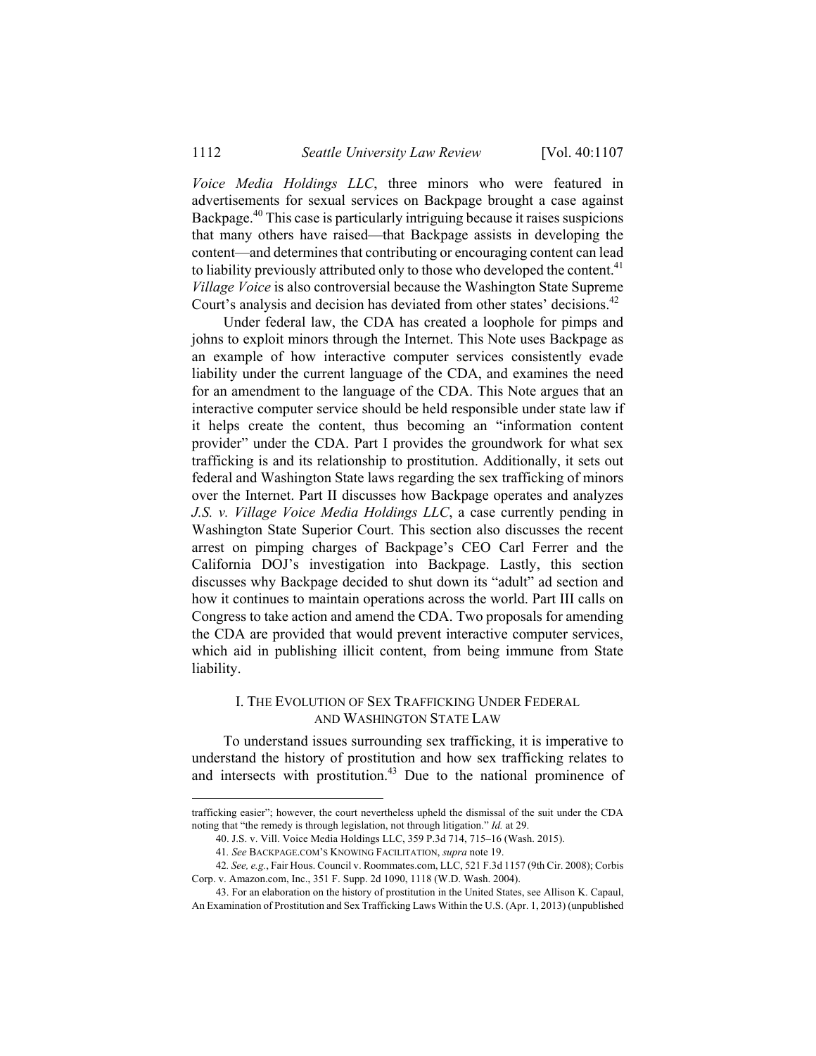*Voice Media Holdings LLC*, three minors who were featured in advertisements for sexual services on Backpage brought a case against Backpage.[40] This case is particularly intriguing because it raises suspicions that many others have raised—that Backpage assists in developing the content—and determines that contributing or encouraging content can lead to liability previously attributed only to those who developed the content.[41] *Village Voice* is also controversial because the Washington State Supreme Court's analysis and decision has deviated from other states' decisions.[42]

Under federal law, the CDA has created a loophole for pimps and johns to exploit minors through the Internet. This Note uses Backpage as an example of how interactive computer services consistently evade liability under the current language of the CDA, and examines the need for an amendment to the language of the CDA. This Note argues that an interactive computer service should be held responsible under state law if it helps create the content, thus becoming an "information content provider" under the CDA. Part I provides the groundwork for what sex trafficking is and its relationship to prostitution. Additionally, it sets out federal and Washington State laws regarding the sex trafficking of minors over the Internet. Part II discusses how Backpage operates and analyzes *J.S. v. Village Voice Media Holdings LLC*, a case currently pending in Washington State Superior Court. This section also discusses the recent arrest on pimping charges of Backpage's CEO Carl Ferrer and the California DOJ's investigation into Backpage. Lastly, this section discusses why Backpage decided to shut down its "adult" ad section and how it continues to maintain operations across the world. Part III calls on Congress to take action and amend the CDA. Two proposals for amending the CDA are provided that would prevent interactive computer services, which aid in publishing illicit content, from being immune from State liability.

## I. THE EVOLUTION OF SEX TRAFFICKING UNDER FEDERAL AND WASHINGTON STATE LAW

To understand issues surrounding sex trafficking, it is imperative to understand the history of prostitution and how sex trafficking relates to and intersects with prostitution.[43] Due to the national prominence of

---

trafficking easier"; however, the court nevertheless upheld the dismissal of the suit under the CDA noting that "the remedy is through legislation, not through litigation." *Id.* at 29.

40. J.S. v. Vill. Voice Media Holdings LLC, 359 P.3d 714, 715–16 (Wash. 2015).

41. *See* BACKPAGE.COM'S KNOWING FACILITATION, *supra* note 19.

42. *See, e.g.*, Fair Hous. Council v. Roommates.com, LLC, 521 F.3d 1157 (9th Cir. 2008); Corbis Corp. v. Amazon.com, Inc., 351 F. Supp. 2d 1090, 1118 (W.D. Wash. 2004).

43. For an elaboration on the history of prostitution in the United States, see Allison K. Capaul, An Examination of Prostitution and Sex Trafficking Laws Within the U.S. (Apr. 1, 2013) (unpublished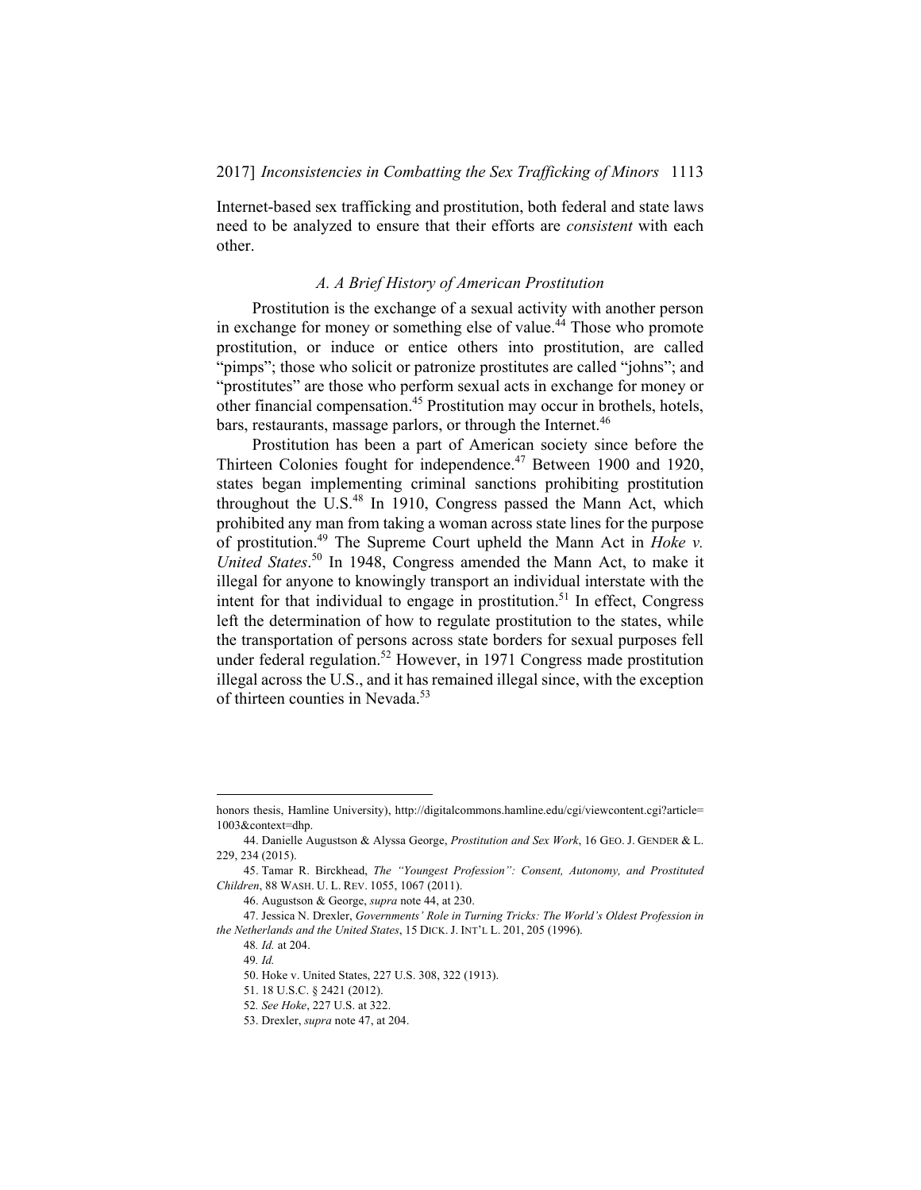Internet-based sex trafficking and prostitution, both federal and state laws need to be analyzed to ensure that their efforts are *consistent* with each other.

### *A. A Brief History of American Prostitution*

Prostitution is the exchange of a sexual activity with another person in exchange for money or something else of value.[44] Those who promote prostitution, or induce or entice others into prostitution, are called "pimps"; those who solicit or patronize prostitutes are called "johns"; and "prostitutes" are those who perform sexual acts in exchange for money or other financial compensation.[45] Prostitution may occur in brothels, hotels, bars, restaurants, massage parlors, or through the Internet.[46]

Prostitution has been a part of American society since before the Thirteen Colonies fought for independence.[47] Between 1900 and 1920, states began implementing criminal sanctions prohibiting prostitution throughout the U.S.[48] In 1910, Congress passed the Mann Act, which prohibited any man from taking a woman across state lines for the purpose of prostitution.[49] The Supreme Court upheld the Mann Act in *Hoke v. United States*.[50] In 1948, Congress amended the Mann Act, to make it illegal for anyone to knowingly transport an individual interstate with the intent for that individual to engage in prostitution.[51] In effect, Congress left the determination of how to regulate prostitution to the states, while the transportation of persons across state borders for sexual purposes fell under federal regulation.[52] However, in 1971 Congress made prostitution illegal across the U.S., and it has remained illegal since, with the exception of thirteen counties in Nevada.[53]

---

honors thesis, Hamline University), http://digitalcommons.hamline.edu/cgi/viewcontent.cgi?article=1003&context=dhp.

44. Danielle Augustson & Alyssa George, *Prostitution and Sex Work*, 16 GEO. J. GENDER & L. 229, 234 (2015).

45. Tamar R. Birckhead, *The "Youngest Profession": Consent, Autonomy, and Prostituted Children*, 88 WASH. U. L. REV. 1055, 1067 (2011).

46. Augustson & George, *supra* note 44, at 230.

47. Jessica N. Drexler, *Governments' Role in Turning Tricks: The World's Oldest Profession in the Netherlands and the United States*, 15 DICK. J. INT'L L. 201, 205 (1996).

48. *Id.* at 204.

49. *Id.*

50. Hoke v. United States, 227 U.S. 308, 322 (1913).

51. 18 U.S.C. § 2421 (2012).

52. *See Hoke*, 227 U.S. at 322.

53. Drexler, *supra* note 47, at 204.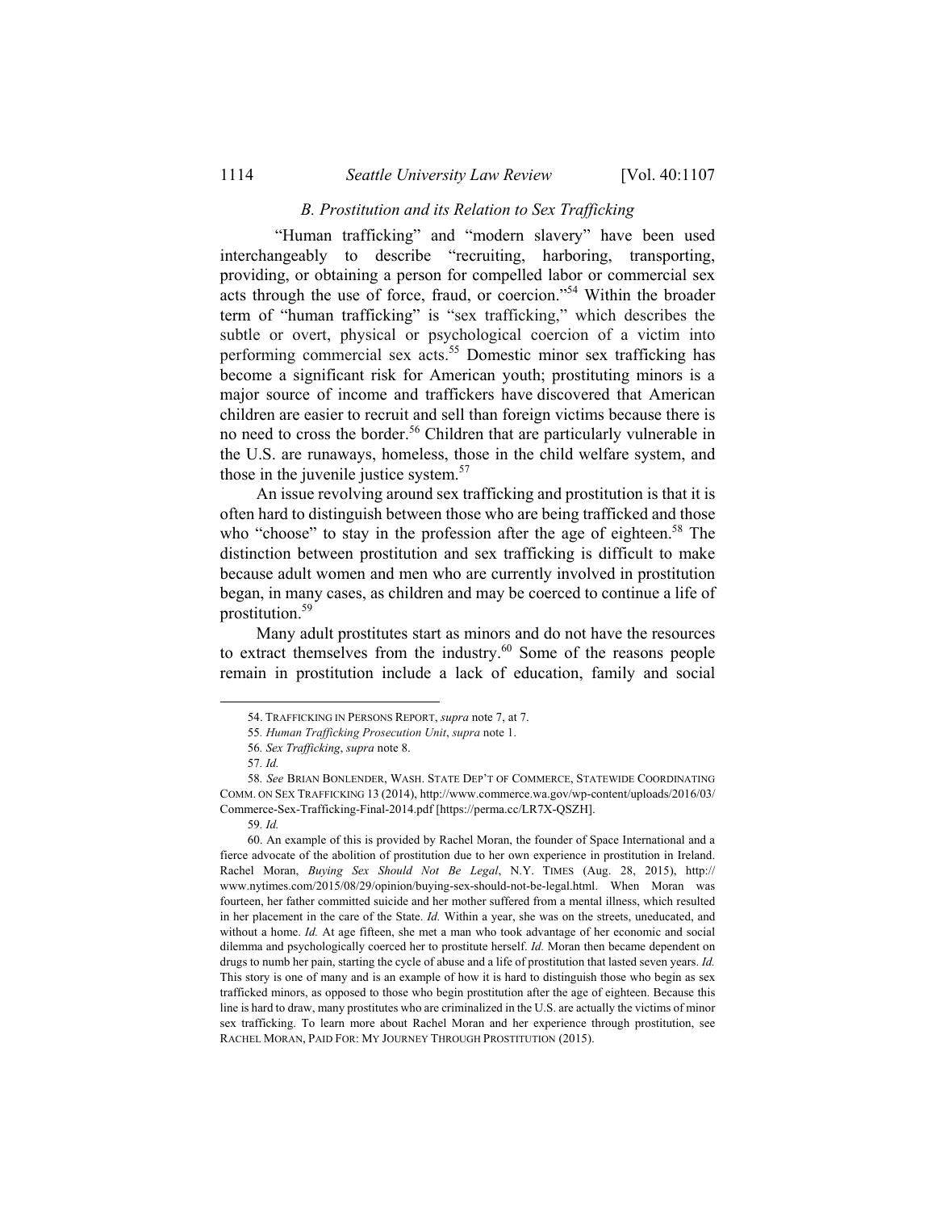### *B. Prostitution and its Relation to Sex Trafficking*

"Human trafficking" and "modern slavery" have been used interchangeably to describe "recruiting, harboring, transporting, providing, or obtaining a person for compelled labor or commercial sex acts through the use of force, fraud, or coercion."[54] Within the broader term of "human trafficking" is "sex trafficking," which describes the subtle or overt, physical or psychological coercion of a victim into performing commercial sex acts.[55] Domestic minor sex trafficking has become a significant risk for American youth; prostituting minors is a major source of income and traffickers have discovered that American children are easier to recruit and sell than foreign victims because there is no need to cross the border.[56] Children that are particularly vulnerable in the U.S. are runaways, homeless, those in the child welfare system, and those in the juvenile justice system.[57]

An issue revolving around sex trafficking and prostitution is that it is often hard to distinguish between those who are being trafficked and those who "choose" to stay in the profession after the age of eighteen.[58] The distinction between prostitution and sex trafficking is difficult to make because adult women and men who are currently involved in prostitution began, in many cases, as children and may be coerced to continue a life of prostitution.[59]

Many adult prostitutes start as minors and do not have the resources to extract themselves from the industry.[60] Some of the reasons people remain in prostitution include a lack of education, family and social

---

54. TRAFFICKING IN PERSONS REPORT, *supra* note 7, at 7.

55. *Human Trafficking Prosecution Unit*, *supra* note 1.

56. *Sex Trafficking*, *supra* note 8.

57. *Id.*

58. *See* BRIAN BONLENDER, WASH. STATE DEP'T OF COMMERCE, STATEWIDE COORDINATING COMM. ON SEX TRAFFICKING 13 (2014), http://www.commerce.wa.gov/wp-content/uploads/2016/03/Commerce-Sex-Trafficking-Final-2014.pdf [https://perma.cc/LR7X-QSZH].

59. *Id.*

60. An example of this is provided by Rachel Moran, the founder of Space International and a fierce advocate of the abolition of prostitution due to her own experience in prostitution in Ireland. Rachel Moran, *Buying Sex Should Not Be Legal*, N.Y. TIMES (Aug. 28, 2015), http://www.nytimes.com/2015/08/29/opinion/buying-sex-should-not-be-legal.html. When Moran was fourteen, her father committed suicide and her mother suffered from a mental illness, which resulted in her placement in the care of the State. *Id.* Within a year, she was on the streets, uneducated, and without a home. *Id.* At age fifteen, she met a man who took advantage of her economic and social dilemma and psychologically coerced her to prostitute herself. *Id.* Moran then became dependent on drugs to numb her pain, starting the cycle of abuse and a life of prostitution that lasted seven years. *Id.* This story is one of many and is an example of how it is hard to distinguish those who begin as sex trafficked minors, as opposed to those who begin prostitution after the age of eighteen. Because this line is hard to draw, many prostitutes who are criminalized in the U.S. are actually the victims of minor sex trafficking. To learn more about Rachel Moran and her experience through prostitution, see RACHEL MORAN, PAID FOR: MY JOURNEY THROUGH PROSTITUTION (2015).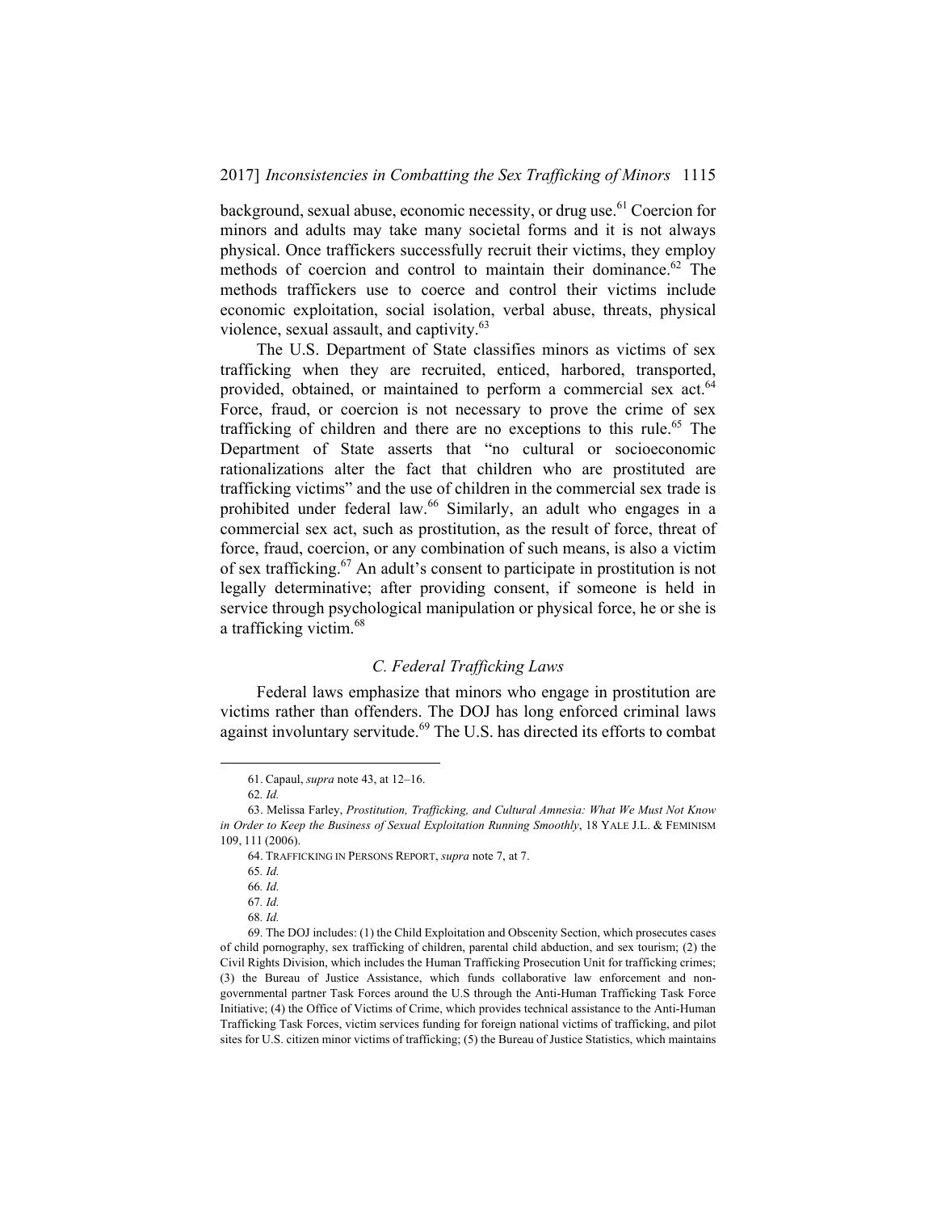background, sexual abuse, economic necessity, or drug use.[61] Coercion for minors and adults may take many societal forms and it is not always physical. Once traffickers successfully recruit their victims, they employ methods of coercion and control to maintain their dominance.[62] The methods traffickers use to coerce and control their victims include economic exploitation, social isolation, verbal abuse, threats, physical violence, sexual assault, and captivity.[63]

The U.S. Department of State classifies minors as victims of sex trafficking when they are recruited, enticed, harbored, transported, provided, obtained, or maintained to perform a commercial sex act.[64] Force, fraud, or coercion is not necessary to prove the crime of sex trafficking of children and there are no exceptions to this rule.[65] The Department of State asserts that "no cultural or socioeconomic rationalizations alter the fact that children who are prostituted are trafficking victims" and the use of children in the commercial sex trade is prohibited under federal law.[66] Similarly, an adult who engages in a commercial sex act, such as prostitution, as the result of force, threat of force, fraud, coercion, or any combination of such means, is also a victim of sex trafficking.[67] An adult's consent to participate in prostitution is not legally determinative; after providing consent, if someone is held in service through psychological manipulation or physical force, he or she is a trafficking victim.[68]

### *C. Federal Trafficking Laws*

Federal laws emphasize that minors who engage in prostitution are victims rather than offenders. The DOJ has long enforced criminal laws against involuntary servitude.[69] The U.S. has directed its efforts to combat

---

61. Capaul, *supra* note 43, at 12–16.

62. *Id.*

63. Melissa Farley, *Prostitution, Trafficking, and Cultural Amnesia: What We Must Not Know in Order to Keep the Business of Sexual Exploitation Running Smoothly*, 18 YALE J.L. & FEMINISM 109, 111 (2006).

64. TRAFFICKING IN PERSONS REPORT, *supra* note 7, at 7.

65. *Id.*

66. *Id.*

67. *Id.*

68. *Id.*

69. The DOJ includes: (1) the Child Exploitation and Obscenity Section, which prosecutes cases of child pornography, sex trafficking of children, parental child abduction, and sex tourism; (2) the Civil Rights Division, which includes the Human Trafficking Prosecution Unit for trafficking crimes; (3) the Bureau of Justice Assistance, which funds collaborative law enforcement and non-governmental partner Task Forces around the U.S through the Anti-Human Trafficking Task Force Initiative; (4) the Office of Victims of Crime, which provides technical assistance to the Anti-Human Trafficking Task Forces, victim services funding for foreign national victims of trafficking, and pilot sites for U.S. citizen minor victims of trafficking; (5) the Bureau of Justice Statistics, which maintains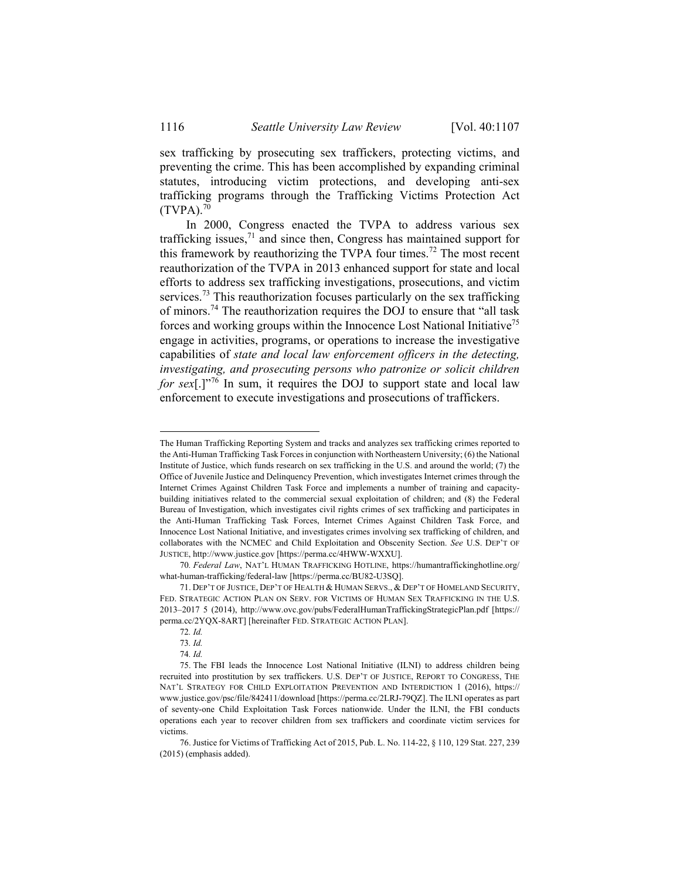sex trafficking by prosecuting sex traffickers, protecting victims, and preventing the crime. This has been accomplished by expanding criminal statutes, introducing victim protections, and developing anti-sex trafficking programs through the Trafficking Victims Protection Act (TVPA).[70]

In 2000, Congress enacted the TVPA to address various sex trafficking issues,[71] and since then, Congress has maintained support for this framework by reauthorizing the TVPA four times.[72] The most recent reauthorization of the TVPA in 2013 enhanced support for state and local efforts to address sex trafficking investigations, prosecutions, and victim services.[73] This reauthorization focuses particularly on the sex trafficking of minors.[74] The reauthorization requires the DOJ to ensure that "all task forces and working groups within the Innocence Lost National Initiative[75] engage in activities, programs, or operations to increase the investigative capabilities of *state and local law enforcement officers in the detecting, investigating, and prosecuting persons who patronize or solicit children for sex*[.]"[76] In sum, it requires the DOJ to support state and local law enforcement to execute investigations and prosecutions of traffickers.

---

The Human Trafficking Reporting System and tracks and analyzes sex trafficking crimes reported to the Anti-Human Trafficking Task Forces in conjunction with Northeastern University; (6) the National Institute of Justice, which funds research on sex trafficking in the U.S. and around the world; (7) the Office of Juvenile Justice and Delinquency Prevention, which investigates Internet crimes through the Internet Crimes Against Children Task Force and implements a number of training and capacity-building initiatives related to the commercial sexual exploitation of children; and (8) the Federal Bureau of Investigation, which investigates civil rights crimes of sex trafficking and participates in the Anti-Human Trafficking Task Forces, Internet Crimes Against Children Task Force, and Innocence Lost National Initiative, and investigates crimes involving sex trafficking of children, and collaborates with the NCMEC and Child Exploitation and Obscenity Section. *See* U.S. DEP'T OF JUSTICE, http://www.justice.gov [https://perma.cc/4HWW-WXXU].

70. *Federal Law*, NAT'L HUMAN TRAFFICKING HOTLINE, https://humantraffickinghotline.org/what-human-trafficking/federal-law [https://perma.cc/BU82-U3SQ].

71. DEP'T OF JUSTICE, DEP'T OF HEALTH & HUMAN SERVS., & DEP'T OF HOMELAND SECURITY, FED. STRATEGIC ACTION PLAN ON SERV. FOR VICTIMS OF HUMAN SEX TRAFFICKING IN THE U.S. 2013–2017 5 (2014), http://www.ovc.gov/pubs/FederalHumanTraffickingStrategicPlan.pdf [https://perma.cc/2YQX-8ART] [hereinafter FED. STRATEGIC ACTION PLAN].

72. *Id.*

73. *Id.*

74. *Id.*

75. The FBI leads the Innocence Lost National Initiative (ILNI) to address children being recruited into prostitution by sex traffickers. U.S. DEP'T OF JUSTICE, REPORT TO CONGRESS, THE NAT'L STRATEGY FOR CHILD EXPLOITATION PREVENTION AND INTERDICTION 1 (2016), https://www.justice.gov/psc/file/842411/download [https://perma.cc/2LRJ-79QZ]. The ILNI operates as part of seventy-one Child Exploitation Task Forces nationwide. Under the ILNI, the FBI conducts operations each year to recover children from sex traffickers and coordinate victim services for victims.

76. Justice for Victims of Trafficking Act of 2015, Pub. L. No. 114-22, § 110, 129 Stat. 227, 239 (2015) (emphasis added).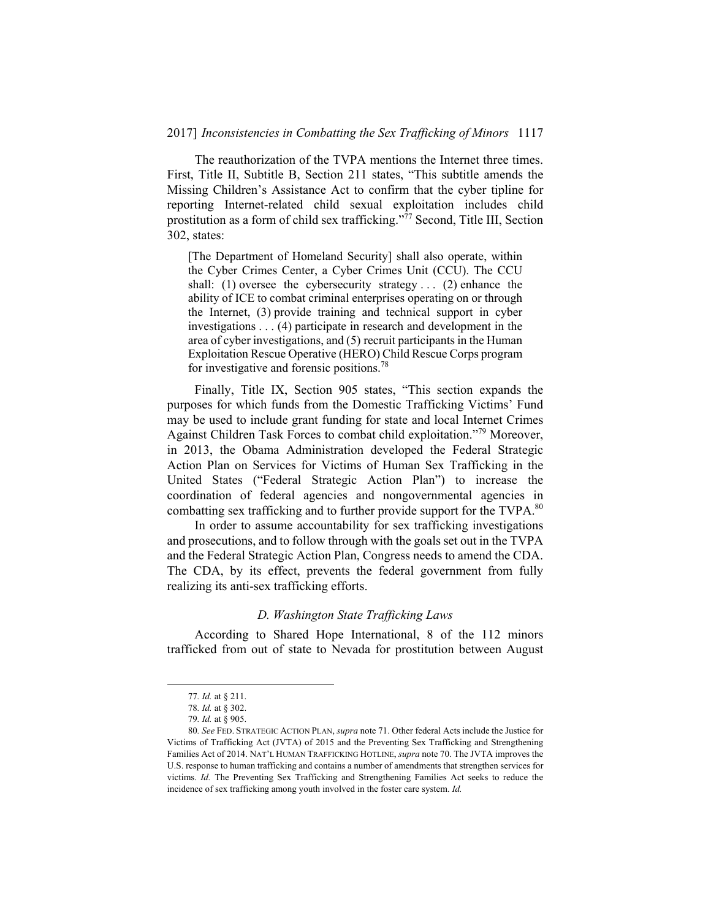The reauthorization of the TVPA mentions the Internet three times. First, Title II, Subtitle B, Section 211 states, "This subtitle amends the Missing Children's Assistance Act to confirm that the cyber tipline for reporting Internet-related child sexual exploitation includes child prostitution as a form of child sex trafficking."[77] Second, Title III, Section 302, states:

> [The Department of Homeland Security] shall also operate, within the Cyber Crimes Center, a Cyber Crimes Unit (CCU). The CCU shall: (1) oversee the cybersecurity strategy . . . (2) enhance the ability of ICE to combat criminal enterprises operating on or through the Internet, (3) provide training and technical support in cyber investigations . . . (4) participate in research and development in the area of cyber investigations, and (5) recruit participants in the Human Exploitation Rescue Operative (HERO) Child Rescue Corps program for investigative and forensic positions.[78]

Finally, Title IX, Section 905 states, "This section expands the purposes for which funds from the Domestic Trafficking Victims' Fund may be used to include grant funding for state and local Internet Crimes Against Children Task Forces to combat child exploitation."[79] Moreover, in 2013, the Obama Administration developed the Federal Strategic Action Plan on Services for Victims of Human Sex Trafficking in the United States ("Federal Strategic Action Plan") to increase the coordination of federal agencies and nongovernmental agencies in combatting sex trafficking and to further provide support for the TVPA.[80]

In order to assume accountability for sex trafficking investigations and prosecutions, and to follow through with the goals set out in the TVPA and the Federal Strategic Action Plan, Congress needs to amend the CDA. The CDA, by its effect, prevents the federal government from fully realizing its anti-sex trafficking efforts.

### *D. Washington State Trafficking Laws*

According to Shared Hope International, 8 of the 112 minors trafficked from out of state to Nevada for prostitution between August

---

77. *Id.* at § 211.

78. *Id.* at § 302.

79. *Id.* at § 905.

80. *See* FED. STRATEGIC ACTION PLAN, *supra* note 71. Other federal Acts include the Justice for Victims of Trafficking Act (JVTA) of 2015 and the Preventing Sex Trafficking and Strengthening Families Act of 2014. NAT'L HUMAN TRAFFICKING HOTLINE, *supra* note 70. The JVTA improves the U.S. response to human trafficking and contains a number of amendments that strengthen services for victims. *Id.* The Preventing Sex Trafficking and Strengthening Families Act seeks to reduce the incidence of sex trafficking among youth involved in the foster care system. *Id.*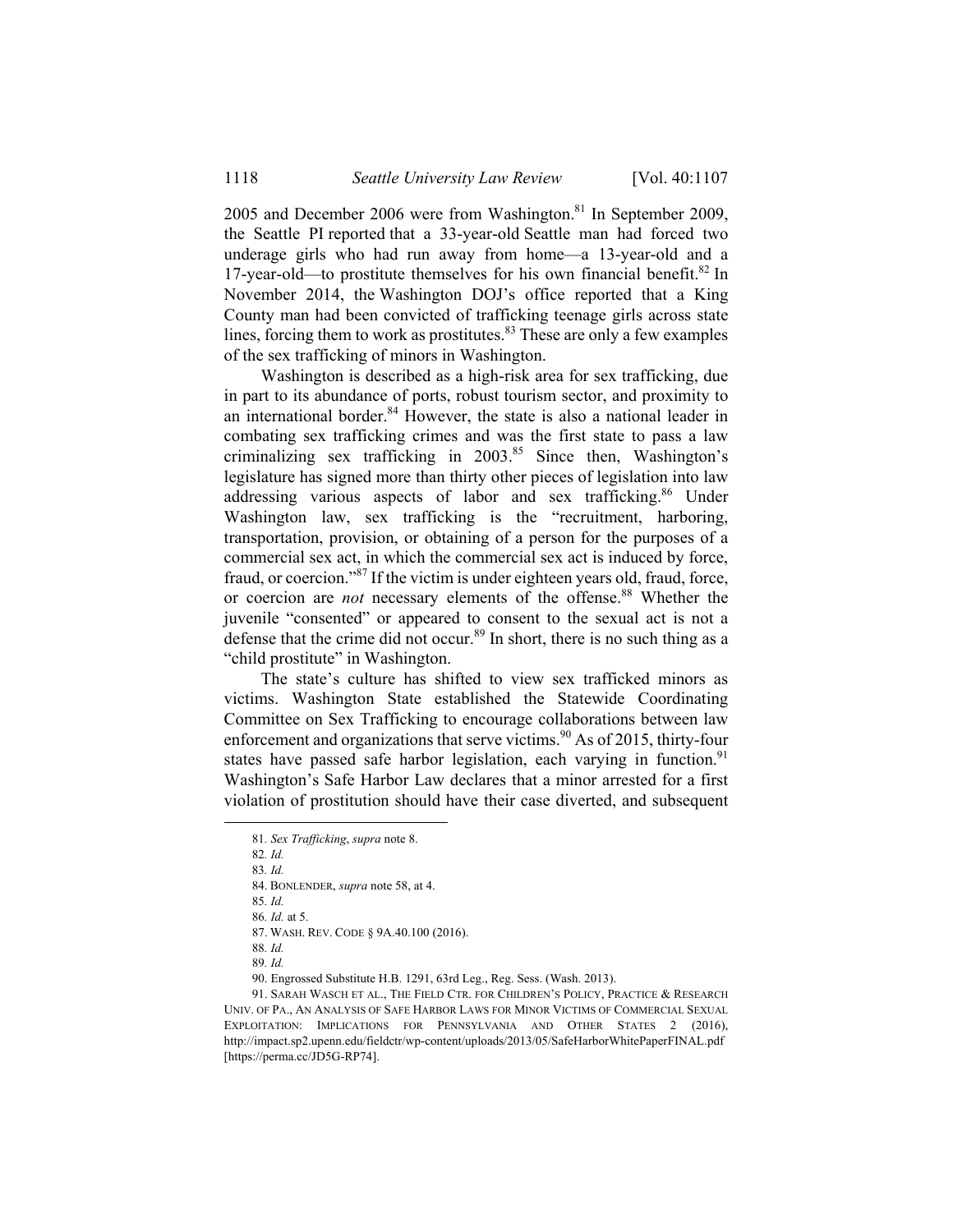2005 and December 2006 were from Washington.[81] In September 2009, the Seattle PI reported that a 33-year-old Seattle man had forced two underage girls who had run away from home—a 13-year-old and a 17-year-old—to prostitute themselves for his own financial benefit.[82] In November 2014, the Washington DOJ's office reported that a King County man had been convicted of trafficking teenage girls across state lines, forcing them to work as prostitutes.[83] These are only a few examples of the sex trafficking of minors in Washington.

Washington is described as a high-risk area for sex trafficking, due in part to its abundance of ports, robust tourism sector, and proximity to an international border.[84] However, the state is also a national leader in combating sex trafficking crimes and was the first state to pass a law criminalizing sex trafficking in 2003.[85] Since then, Washington's legislature has signed more than thirty other pieces of legislation into law addressing various aspects of labor and sex trafficking.[86] Under Washington law, sex trafficking is the "recruitment, harboring, transportation, provision, or obtaining of a person for the purposes of a commercial sex act, in which the commercial sex act is induced by force, fraud, or coercion."[87] If the victim is under eighteen years old, fraud, force, or coercion are *not* necessary elements of the offense.[88] Whether the juvenile "consented" or appeared to consent to the sexual act is not a defense that the crime did not occur.[89] In short, there is no such thing as a "child prostitute" in Washington.

The state's culture has shifted to view sex trafficked minors as victims. Washington State established the Statewide Coordinating Committee on Sex Trafficking to encourage collaborations between law enforcement and organizations that serve victims.[90] As of 2015, thirty-four states have passed safe harbor legislation, each varying in function.[91] Washington's Safe Harbor Law declares that a minor arrested for a first violation of prostitution should have their case diverted, and subsequent

---

81. *Sex Trafficking*, *supra* note 8.

82. *Id.*

83. *Id.*

84. BONLENDER, *supra* note 58, at 4.

85. *Id.*

86. *Id.* at 5.

87. WASH. REV. CODE § 9A.40.100 (2016).

88. *Id.*

89. *Id.*

90. Engrossed Substitute H.B. 1291, 63rd Leg., Reg. Sess. (Wash. 2013).

91. SARAH WASCH ET AL., THE FIELD CTR. FOR CHILDREN'S POLICY, PRACTICE & RESEARCH UNIV. OF PA., AN ANALYSIS OF SAFE HARBOR LAWS FOR MINOR VICTIMS OF COMMERCIAL SEXUAL EXPLOITATION: IMPLICATIONS FOR PENNSYLVANIA AND OTHER STATES 2 (2016), http://impact.sp2.upenn.edu/fieldctr/wp-content/uploads/2013/05/SafeHarborWhitePaperFINAL.pdf [https://perma.cc/JD5G-RP74].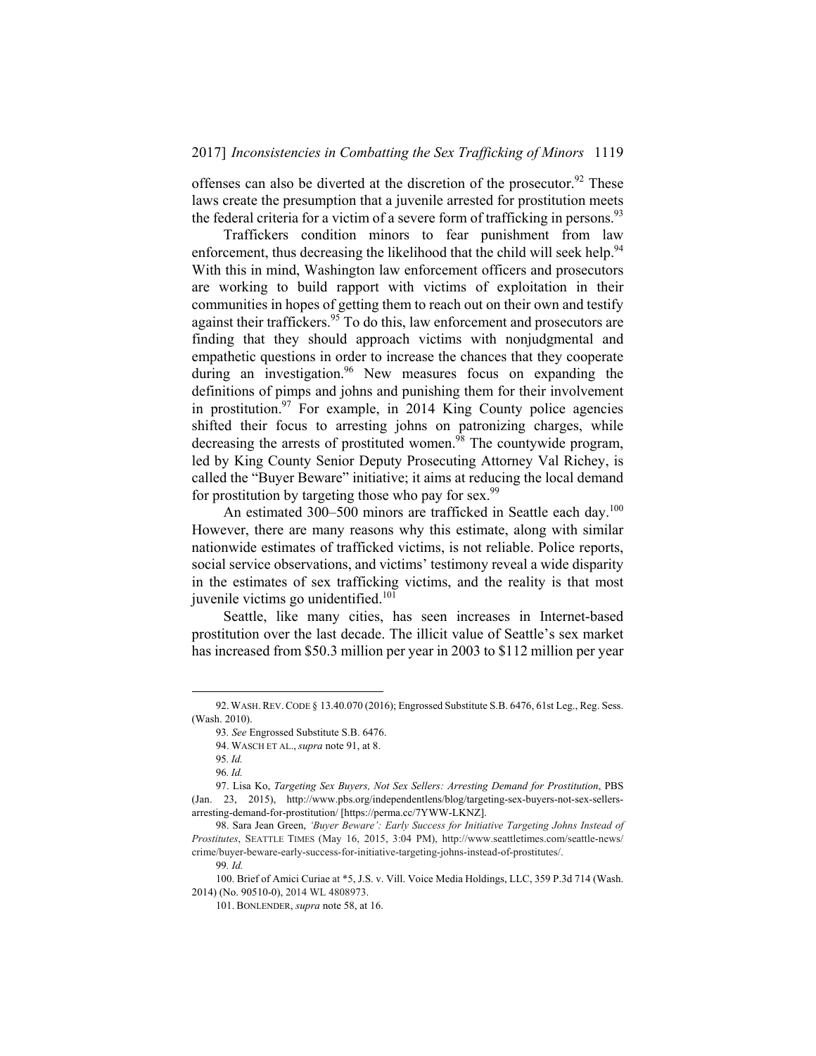offenses can also be diverted at the discretion of the prosecutor.[92] These laws create the presumption that a juvenile arrested for prostitution meets the federal criteria for a victim of a severe form of trafficking in persons.[93]

Traffickers condition minors to fear punishment from law enforcement, thus decreasing the likelihood that the child will seek help.[94] With this in mind, Washington law enforcement officers and prosecutors are working to build rapport with victims of exploitation in their communities in hopes of getting them to reach out on their own and testify against their traffickers.[95] To do this, law enforcement and prosecutors are finding that they should approach victims with nonjudgmental and empathetic questions in order to increase the chances that they cooperate during an investigation.[96] New measures focus on expanding the definitions of pimps and johns and punishing them for their involvement in prostitution.[97] For example, in 2014 King County police agencies shifted their focus to arresting johns on patronizing charges, while decreasing the arrests of prostituted women.[98] The countywide program, led by King County Senior Deputy Prosecuting Attorney Val Richey, is called the "Buyer Beware" initiative; it aims at reducing the local demand for prostitution by targeting those who pay for sex.[99]

An estimated 300–500 minors are trafficked in Seattle each day.[100] However, there are many reasons why this estimate, along with similar nationwide estimates of trafficked victims, is not reliable. Police reports, social service observations, and victims' testimony reveal a wide disparity in the estimates of sex trafficking victims, and the reality is that most juvenile victims go unidentified.[101]

Seattle, like many cities, has seen increases in Internet-based prostitution over the last decade. The illicit value of Seattle's sex market has increased from $50.3 million per year in 2003 to $112 million per year

---

92. WASH. REV. CODE § 13.40.070 (2016); Engrossed Substitute S.B. 6476, 61st Leg., Reg. Sess. (Wash. 2010).

93. *See* Engrossed Substitute S.B. 6476.

94. WASCH ET AL., *supra* note 91, at 8.

95. *Id.*

96. *Id.*

97. Lisa Ko, *Targeting Sex Buyers, Not Sex Sellers: Arresting Demand for Prostitution*, PBS (Jan. 23, 2015), http://www.pbs.org/independentlens/blog/targeting-sex-buyers-not-sex-sellers-arresting-demand-for-prostitution/ [https://perma.cc/7YWW-LKNZ].

98. Sara Jean Green, *'Buyer Beware': Early Success for Initiative Targeting Johns Instead of Prostitutes*, SEATTLE TIMES (May 16, 2015, 3:04 PM), http://www.seattletimes.com/seattle-news/crime/buyer-beware-early-success-for-initiative-targeting-johns-instead-of-prostitutes/.

99. *Id.*

100. Brief of Amici Curiae at *5, J.S. v. Vill. Voice Media Holdings, LLC, 359 P.3d 714 (Wash. 2014) (No. 90510-0), 2014 WL 4808973.

101. BONLENDER, *supra* note 58, at 16.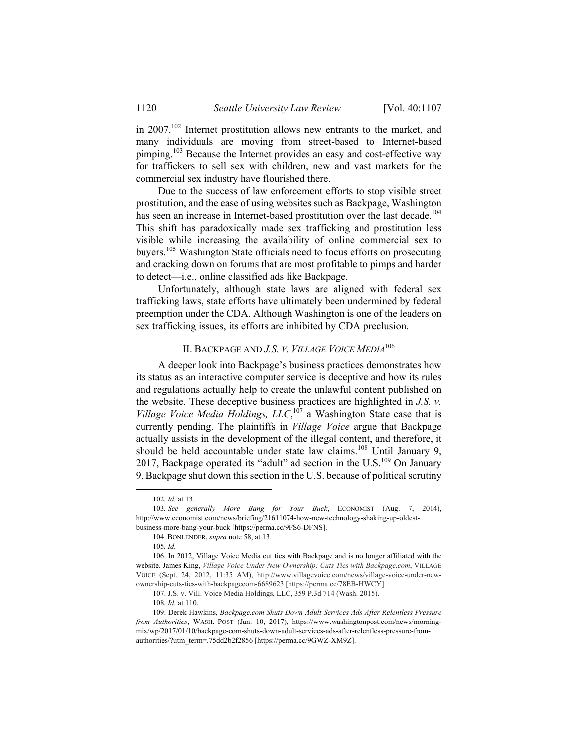in 2007.[102] Internet prostitution allows new entrants to the market, and many individuals are moving from street-based to Internet-based pimping.[103] Because the Internet provides an easy and cost-effective way for traffickers to sell sex with children, new and vast markets for the commercial sex industry have flourished there.

Due to the success of law enforcement efforts to stop visible street prostitution, and the ease of using websites such as Backpage, Washington has seen an increase in Internet-based prostitution over the last decade.[104] This shift has paradoxically made sex trafficking and prostitution less visible while increasing the availability of online commercial sex to buyers.[105] Washington State officials need to focus efforts on prosecuting and cracking down on forums that are most profitable to pimps and harder to detect—i.e., online classified ads like Backpage.

Unfortunately, although state laws are aligned with federal sex trafficking laws, state efforts have ultimately been undermined by federal preemption under the CDA. Although Washington is one of the leaders on sex trafficking issues, its efforts are inhibited by CDA preclusion.

## II. BACKPAGE AND *J.S. V. VILLAGE VOICE MEDIA*[106]

A deeper look into Backpage's business practices demonstrates how its status as an interactive computer service is deceptive and how its rules and regulations actually help to create the unlawful content published on the website. These deceptive business practices are highlighted in *J.S. v. Village Voice Media Holdings, LLC*,[107] a Washington State case that is currently pending. The plaintiffs in *Village Voice* argue that Backpage actually assists in the development of the illegal content, and therefore, it should be held accountable under state law claims.[108] Until January 9, 2017, Backpage operated its "adult" ad section in the U.S.[109] On January 9, Backpage shut down this section in the U.S. because of political scrutiny

---

102. *Id.* at 13.

103. *See generally More Bang for Your Buck*, ECONOMIST (Aug. 7, 2014), http://www.economist.com/news/briefing/21611074-how-new-technology-shaking-up-oldest-business-more-bang-your-buck [https://perma.cc/9FS6-DFNS].

104. BONLENDER, *supra* note 58, at 13.

105. *Id.*

106. In 2012, Village Voice Media cut ties with Backpage and is no longer affiliated with the website. James King, *Village Voice Under New Ownership; Cuts Ties with Backpage.com*, VILLAGE VOICE (Sept. 24, 2012, 11:35 AM), http://www.villagevoice.com/news/village-voice-under-new-ownership-cuts-ties-with-backpagecom-6689623 [https://perma.cc/78EB-HWCY].

107. J.S. v. Vill. Voice Media Holdings, LLC, 359 P.3d 714 (Wash. 2015).

108. *Id.* at 110.

109. Derek Hawkins, *Backpage.com Shuts Down Adult Services Ads After Relentless Pressure from Authorities*, WASH. POST (Jan. 10, 2017), https://www.washingtonpost.com/news/morning-mix/wp/2017/01/10/backpage-com-shuts-down-adult-services-ads-after-relentless-pressure-from-authorities/?utm_term=.75dd2b2f2856 [https://perma.cc/9GWZ-XM9Z].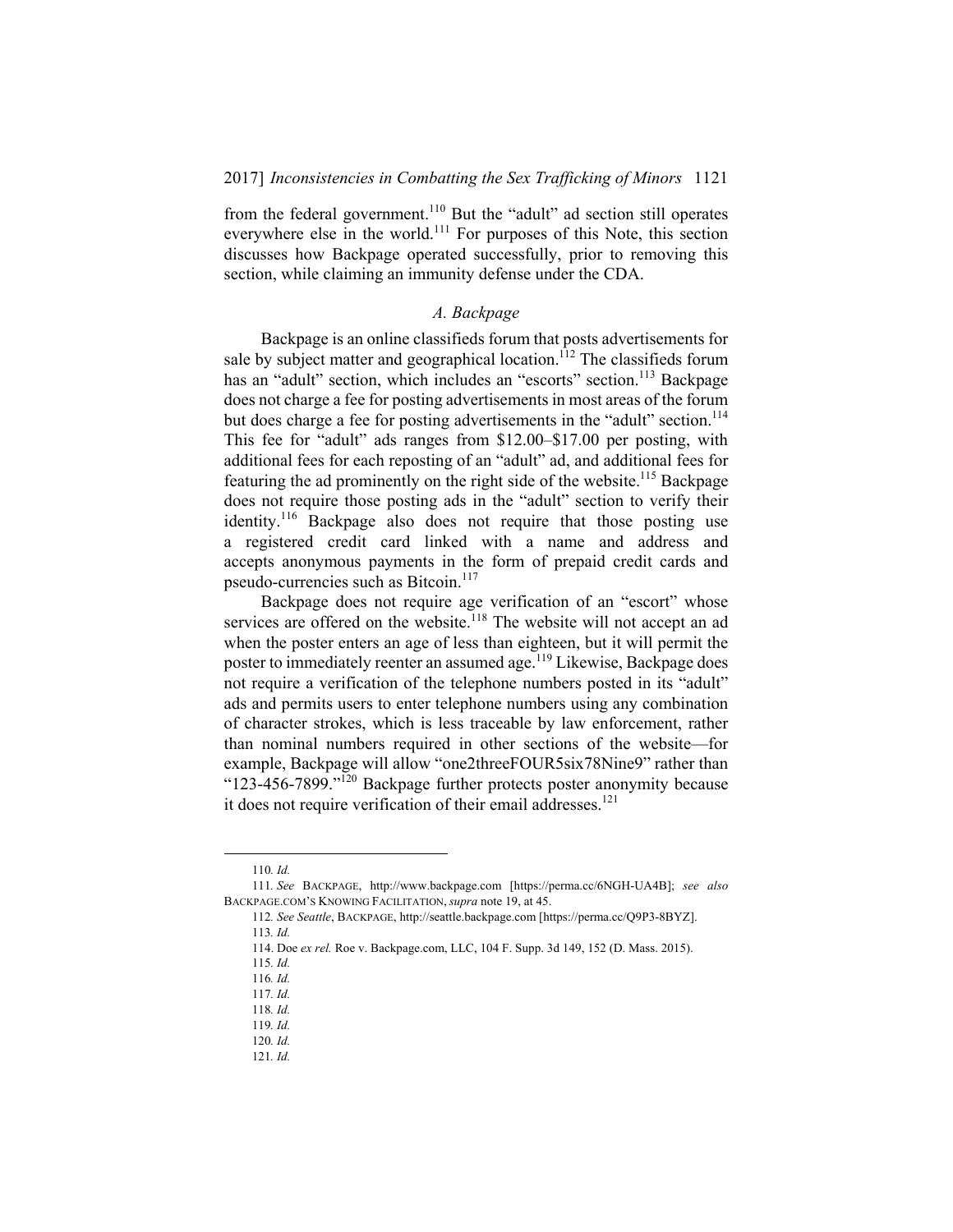from the federal government.[110] But the "adult" ad section still operates everywhere else in the world.[111] For purposes of this Note, this section discusses how Backpage operated successfully, prior to removing this section, while claiming an immunity defense under the CDA.

### *A. Backpage*

Backpage is an online classifieds forum that posts advertisements for sale by subject matter and geographical location.[112] The classifieds forum has an "adult" section, which includes an "escorts" section.[113] Backpage does not charge a fee for posting advertisements in most areas of the forum but does charge a fee for posting advertisements in the "adult" section.[114] This fee for "adult" ads ranges from $12.00–$17.00 per posting, with additional fees for each reposting of an "adult" ad, and additional fees for featuring the ad prominently on the right side of the website.[115] Backpage does not require those posting ads in the "adult" section to verify their identity.[116] Backpage also does not require that those posting use a registered credit card linked with a name and address and accepts anonymous payments in the form of prepaid credit cards and pseudo-currencies such as Bitcoin.[117]

Backpage does not require age verification of an "escort" whose services are offered on the website.[118] The website will not accept an ad when the poster enters an age of less than eighteen, but it will permit the poster to immediately reenter an assumed age.[119] Likewise, Backpage does not require a verification of the telephone numbers posted in its "adult" ads and permits users to enter telephone numbers using any combination of character strokes, which is less traceable by law enforcement, rather than nominal numbers required in other sections of the website—for example, Backpage will allow "one2threeFOUR5six78Nine9" rather than "123-456-7899."[120] Backpage further protects poster anonymity because it does not require verification of their email addresses.[121]

---

110. *Id.*

111. *See* BACKPAGE, http://www.backpage.com [https://perma.cc/6NGH-UA4B]; *see also* BACKPAGE.COM'S KNOWING FACILITATION, *supra* note 19, at 45.

112. *See Seattle*, BACKPAGE, http://seattle.backpage.com [https://perma.cc/Q9P3-8BYZ].

113. *Id.*

114. Doe *ex rel.* Roe v. Backpage.com, LLC, 104 F. Supp. 3d 149, 152 (D. Mass. 2015).

115. *Id.*

116. *Id.*

117. *Id.*

118. *Id.*

119. *Id.*

120. *Id.*

121. *Id.*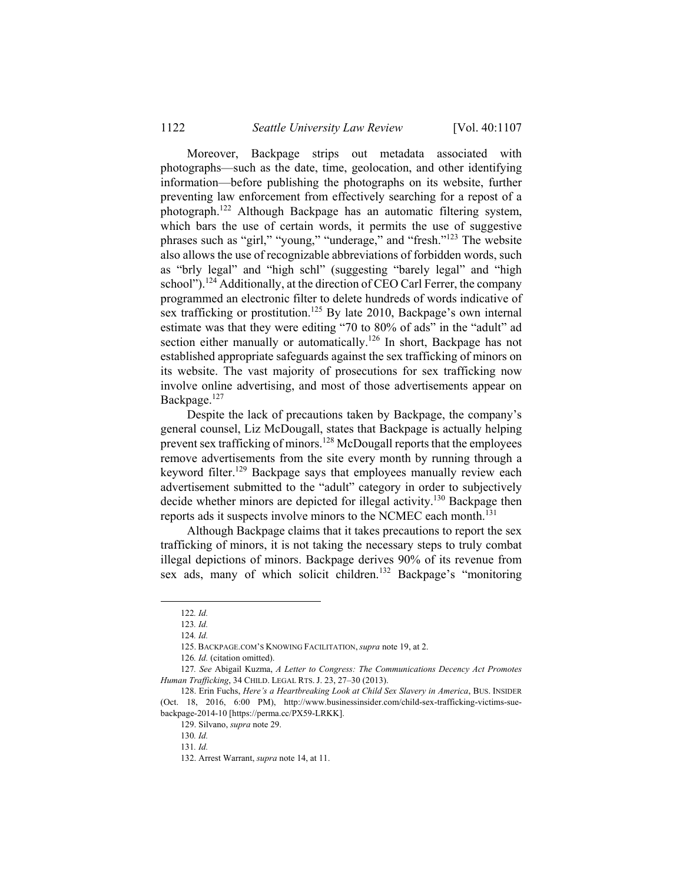Moreover, Backpage strips out metadata associated with photographs—such as the date, time, geolocation, and other identifying information—before publishing the photographs on its website, further preventing law enforcement from effectively searching for a repost of a photograph.[122] Although Backpage has an automatic filtering system, which bars the use of certain words, it permits the use of suggestive phrases such as "girl," "young," "underage," and "fresh."[123] The website also allows the use of recognizable abbreviations of forbidden words, such as "brly legal" and "high schl" (suggesting "barely legal" and "high school").[124] Additionally, at the direction of CEO Carl Ferrer, the company programmed an electronic filter to delete hundreds of words indicative of sex trafficking or prostitution.[125] By late 2010, Backpage's own internal estimate was that they were editing "70 to 80% of ads" in the "adult" ad section either manually or automatically.[126] In short, Backpage has not established appropriate safeguards against the sex trafficking of minors on its website. The vast majority of prosecutions for sex trafficking now involve online advertising, and most of those advertisements appear on Backpage.[127]

Despite the lack of precautions taken by Backpage, the company's general counsel, Liz McDougall, states that Backpage is actually helping prevent sex trafficking of minors.[128] McDougall reports that the employees remove advertisements from the site every month by running through a keyword filter.[129] Backpage says that employees manually review each advertisement submitted to the "adult" category in order to subjectively decide whether minors are depicted for illegal activity.[130] Backpage then reports ads it suspects involve minors to the NCMEC each month.[131]

Although Backpage claims that it takes precautions to report the sex trafficking of minors, it is not taking the necessary steps to truly combat illegal depictions of minors. Backpage derives 90% of its revenue from sex ads, many of which solicit children.[132] Backpage's "monitoring

---

122. *Id.*

123. *Id.*

124. *Id.*

125. BACKPAGE.COM'S KNOWING FACILITATION, *supra* note 19, at 2.

126. *Id.* (citation omitted).

127. *See* Abigail Kuzma, *A Letter to Congress: The Communications Decency Act Promotes Human Trafficking*, 34 CHILD. LEGAL RTS. J. 23, 27–30 (2013).

128. Erin Fuchs, *Here's a Heartbreaking Look at Child Sex Slavery in America*, BUS. INSIDER (Oct. 18, 2016, 6:00 PM), http://www.businessinsider.com/child-sex-trafficking-victims-sue-backpage-2014-10 [https://perma.cc/PX59-LRKK].

129. Silvano, *supra* note 29.

130. *Id.*

131. *Id.*

132. Arrest Warrant, *supra* note 14, at 11.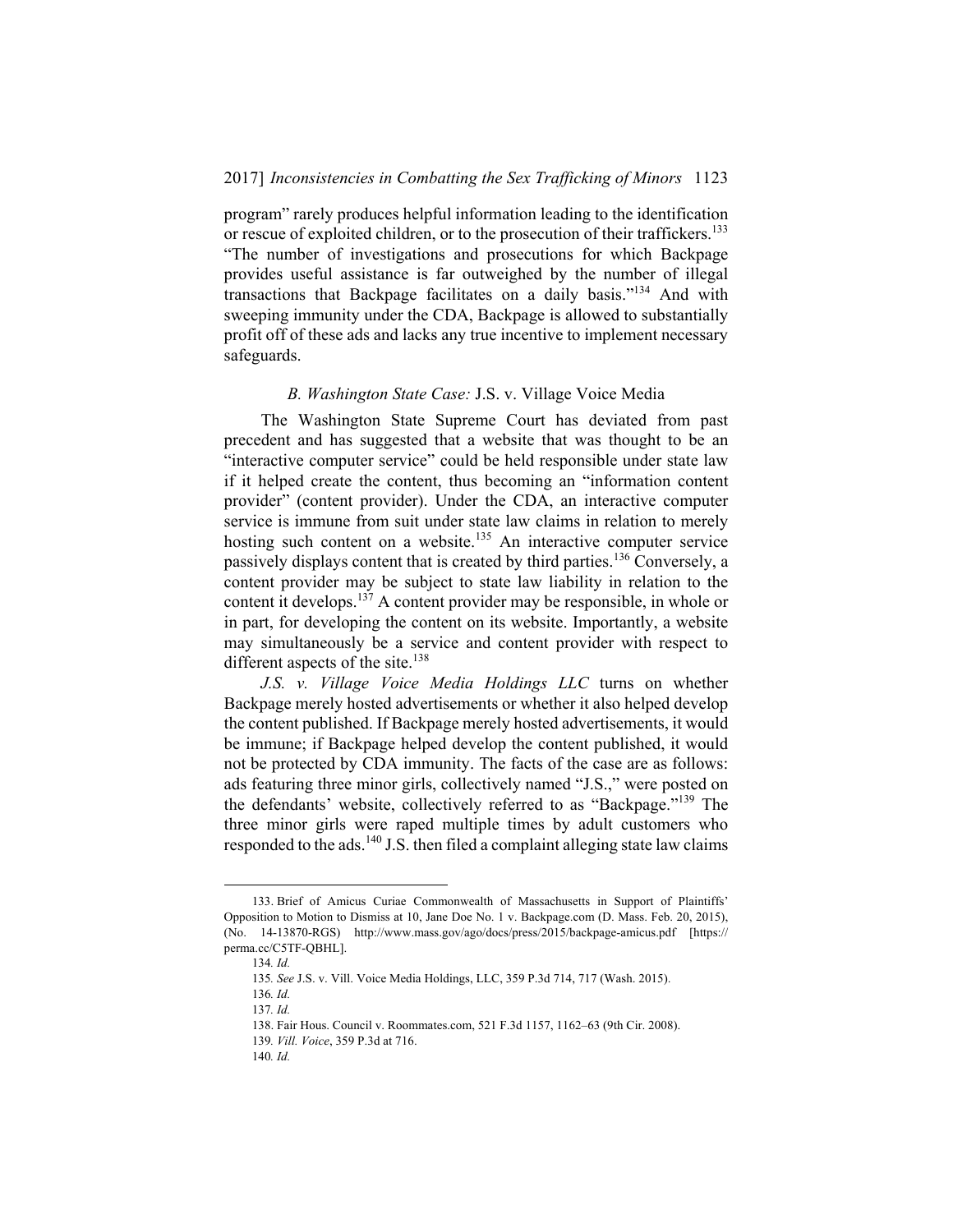program" rarely produces helpful information leading to the identification or rescue of exploited children, or to the prosecution of their traffickers.[133] "The number of investigations and prosecutions for which Backpage provides useful assistance is far outweighed by the number of illegal transactions that Backpage facilitates on a daily basis."[134] And with sweeping immunity under the CDA, Backpage is allowed to substantially profit off of these ads and lacks any true incentive to implement necessary safeguards.

### *B. Washington State Case:* J.S. v. Village Voice Media

The Washington State Supreme Court has deviated from past precedent and has suggested that a website that was thought to be an "interactive computer service" could be held responsible under state law if it helped create the content, thus becoming an "information content provider" (content provider). Under the CDA, an interactive computer service is immune from suit under state law claims in relation to merely hosting such content on a website.[135] An interactive computer service passively displays content that is created by third parties.[136] Conversely, a content provider may be subject to state law liability in relation to the content it develops.[137] A content provider may be responsible, in whole or in part, for developing the content on its website. Importantly, a website may simultaneously be a service and content provider with respect to different aspects of the site.[138]

*J.S. v. Village Voice Media Holdings LLC* turns on whether Backpage merely hosted advertisements or whether it also helped develop the content published. If Backpage merely hosted advertisements, it would be immune; if Backpage helped develop the content published, it would not be protected by CDA immunity. The facts of the case are as follows: ads featuring three minor girls, collectively named "J.S.," were posted on the defendants' website, collectively referred to as "Backpage."[139] The three minor girls were raped multiple times by adult customers who responded to the ads.[140] J.S. then filed a complaint alleging state law claims

---

133. Brief of Amicus Curiae Commonwealth of Massachusetts in Support of Plaintiffs' Opposition to Motion to Dismiss at 10, Jane Doe No. 1 v. Backpage.com (D. Mass. Feb. 20, 2015), (No. 14-13870-RGS) http://www.mass.gov/ago/docs/press/2015/backpage-amicus.pdf [https://perma.cc/C5TF-QBHL].

134. *Id.*

135. *See* J.S. v. Vill. Voice Media Holdings, LLC, 359 P.3d 714, 717 (Wash. 2015).

136. *Id.*

137. *Id.*

138. Fair Hous. Council v. Roommates.com, 521 F.3d 1157, 1162–63 (9th Cir. 2008).

139. *Vill. Voice*, 359 P.3d at 716.

140. *Id.*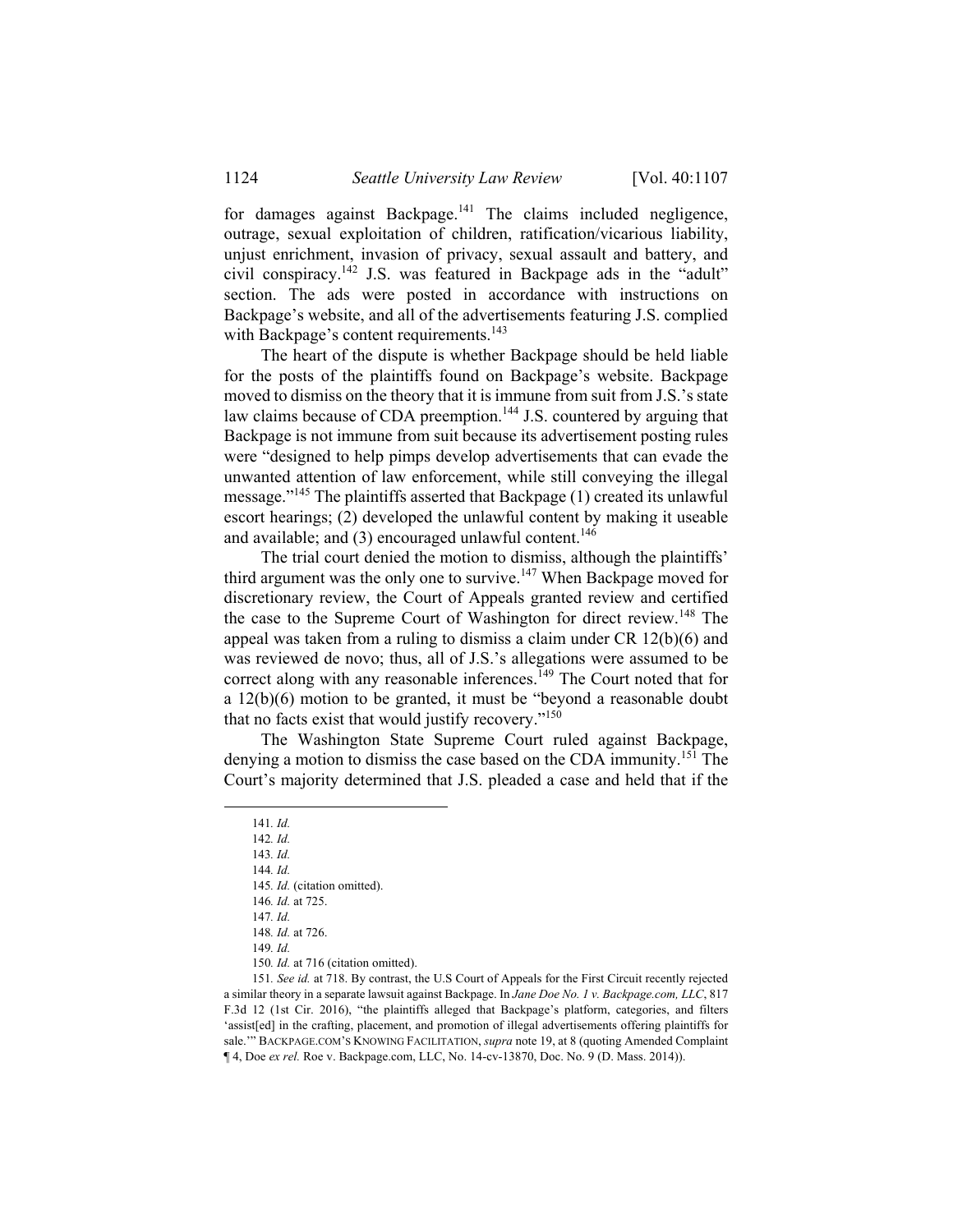for damages against Backpage.[141] The claims included negligence, outrage, sexual exploitation of children, ratification/vicarious liability, unjust enrichment, invasion of privacy, sexual assault and battery, and civil conspiracy.[142] J.S. was featured in Backpage ads in the "adult" section. The ads were posted in accordance with instructions on Backpage's website, and all of the advertisements featuring J.S. complied with Backpage's content requirements.[143]

The heart of the dispute is whether Backpage should be held liable for the posts of the plaintiffs found on Backpage's website. Backpage moved to dismiss on the theory that it is immune from suit from J.S.'s state law claims because of CDA preemption.[144] J.S. countered by arguing that Backpage is not immune from suit because its advertisement posting rules were "designed to help pimps develop advertisements that can evade the unwanted attention of law enforcement, while still conveying the illegal message."[145] The plaintiffs asserted that Backpage (1) created its unlawful escort hearings; (2) developed the unlawful content by making it useable and available; and (3) encouraged unlawful content.[146]

The trial court denied the motion to dismiss, although the plaintiffs' third argument was the only one to survive.[147] When Backpage moved for discretionary review, the Court of Appeals granted review and certified the case to the Supreme Court of Washington for direct review.[148] The appeal was taken from a ruling to dismiss a claim under CR 12(b)(6) and was reviewed de novo; thus, all of J.S.'s allegations were assumed to be correct along with any reasonable inferences.[149] The Court noted that for a 12(b)(6) motion to be granted, it must be "beyond a reasonable doubt that no facts exist that would justify recovery."[150]

The Washington State Supreme Court ruled against Backpage, denying a motion to dismiss the case based on the CDA immunity.[151] The Court's majority determined that J.S. pleaded a case and held that if the

---

141. *Id.*

142. *Id.*

143. *Id.*

144. *Id.*

145. *Id.* (citation omitted).

146. *Id.* at 725.

147. *Id.*

148. *Id.* at 726.

149. *Id.*

150. *Id.* at 716 (citation omitted).

151. *See id.* at 718. By contrast, the U.S Court of Appeals for the First Circuit recently rejected a similar theory in a separate lawsuit against Backpage. In *Jane Doe No. 1 v. Backpage.com, LLC*, 817 F.3d 12 (1st Cir. 2016), "the plaintiffs alleged that Backpage's platform, categories, and filters 'assist[ed] in the crafting, placement, and promotion of illegal advertisements offering plaintiffs for sale.'" BACKPAGE.COM'S KNOWING FACILITATION, *supra* note 19, at 8 (quoting Amended Complaint ¶ 4, Doe *ex rel.* Roe v. Backpage.com, LLC, No. 14-cv-13870, Doc. No. 9 (D. Mass. 2014)).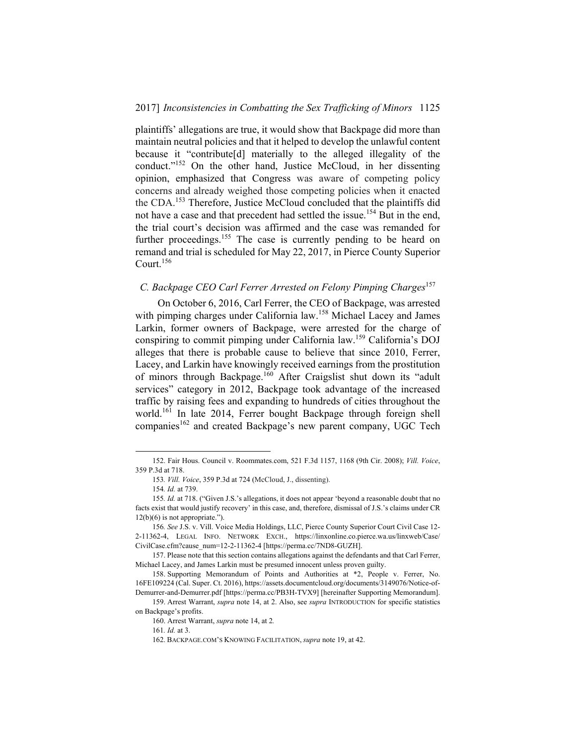plaintiffs' allegations are true, it would show that Backpage did more than maintain neutral policies and that it helped to develop the unlawful content because it "contribute[d] materially to the alleged illegality of the conduct."[152] On the other hand, Justice McCloud, in her dissenting opinion, emphasized that Congress was aware of competing policy concerns and already weighed those competing policies when it enacted the CDA.[153] Therefore, Justice McCloud concluded that the plaintiffs did not have a case and that precedent had settled the issue.[154] But in the end, the trial court's decision was affirmed and the case was remanded for further proceedings.[155] The case is currently pending to be heard on remand and trial is scheduled for May 22, 2017, in Pierce County Superior Court.[156]

### *C. Backpage CEO Carl Ferrer Arrested on Felony Pimping Charges*[157]

On October 6, 2016, Carl Ferrer, the CEO of Backpage, was arrested with pimping charges under California law.[158] Michael Lacey and James Larkin, former owners of Backpage, were arrested for the charge of conspiring to commit pimping under California law.[159] California's DOJ alleges that there is probable cause to believe that since 2010, Ferrer, Lacey, and Larkin have knowingly received earnings from the prostitution of minors through Backpage.[160] After Craigslist shut down its "adult services" category in 2012, Backpage took advantage of the increased traffic by raising fees and expanding to hundreds of cities throughout the world.[161] In late 2014, Ferrer bought Backpage through foreign shell companies[162] and created Backpage's new parent company, UGC Tech

---

152. Fair Hous. Council v. Roommates.com, 521 F.3d 1157, 1168 (9th Cir. 2008); *Vill. Voice*, 359 P.3d at 718.

153. *Vill. Voice*, 359 P.3d at 724 (McCloud, J., dissenting).

154. *Id.* at 739.

155. *Id.* at 718. ("Given J.S.'s allegations, it does not appear 'beyond a reasonable doubt that no facts exist that would justify recovery' in this case, and, therefore, dismissal of J.S.'s claims under CR 12(b)(6) is not appropriate.").

156. *See* J.S. v. Vill. Voice Media Holdings, LLC, Pierce County Superior Court Civil Case 12-2-11362-4, LEGAL INFO. NETWORK EXCH., https://linxonline.co.pierce.wa.us/linxweb/Case/CivilCase.cfm?cause_num=12-2-11362-4 [https://perma.cc/7ND8-GUZH].

157. Please note that this section contains allegations against the defendants and that Carl Ferrer, Michael Lacey, and James Larkin must be presumed innocent unless proven guilty.

158. Supporting Memorandum of Points and Authorities at *2, People v. Ferrer, No. 16FE109224 (Cal. Super. Ct. 2016), https://assets.documentcloud.org/documents/3149076/Notice-of-Demurrer-and-Demurrer.pdf [https://perma.cc/PB3H-TVX9] [hereinafter Supporting Memorandum].

159. Arrest Warrant, *supra* note 14, at 2. Also, see *supra* INTRODUCTION for specific statistics on Backpage's profits.

160. Arrest Warrant, *supra* note 14, at 2.

161. *Id.* at 3.

162. BACKPAGE.COM'S KNOWING FACILITATION, *supra* note 19, at 42.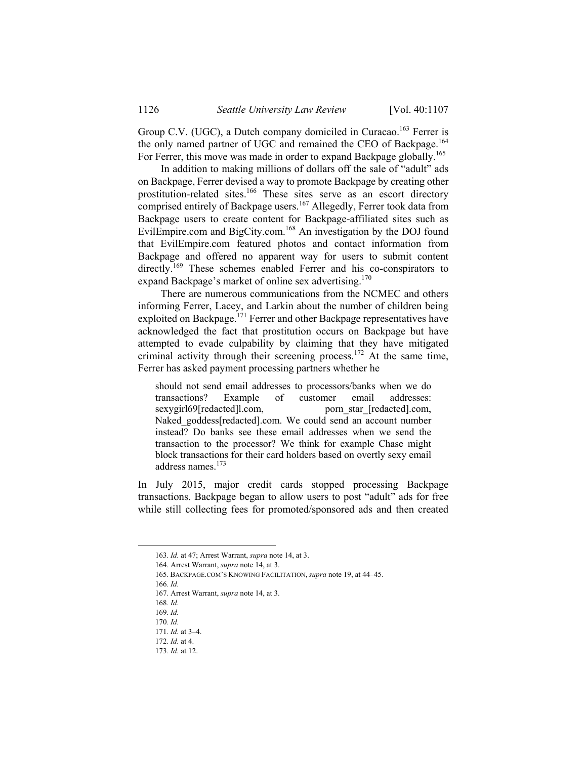Group C.V. (UGC), a Dutch company domiciled in Curacao.[163] Ferrer is the only named partner of UGC and remained the CEO of Backpage.[164] For Ferrer, this move was made in order to expand Backpage globally.[165]

In addition to making millions of dollars off the sale of "adult" ads on Backpage, Ferrer devised a way to promote Backpage by creating other prostitution-related sites.[166] These sites serve as an escort directory comprised entirely of Backpage users.[167] Allegedly, Ferrer took data from Backpage users to create content for Backpage-affiliated sites such as EvilEmpire.com and BigCity.com.[168] An investigation by the DOJ found that EvilEmpire.com featured photos and contact information from Backpage and offered no apparent way for users to submit content directly.[169] These schemes enabled Ferrer and his co-conspirators to expand Backpage's market of online sex advertising.[170]

There are numerous communications from the NCMEC and others informing Ferrer, Lacey, and Larkin about the number of children being exploited on Backpage.[171] Ferrer and other Backpage representatives have acknowledged the fact that prostitution occurs on Backpage but have attempted to evade culpability by claiming that they have mitigated criminal activity through their screening process.[172] At the same time, Ferrer has asked payment processing partners whether he

> should not send email addresses to processors/banks when we do transactions? Example of customer email addresses: sexygirl69[redacted]l.com, porn_star_[redacted].com, Naked_goddess[redacted].com. We could send an account number instead? Do banks see these email addresses when we send the transaction to the processor? We think for example Chase might block transactions for their card holders based on overtly sexy email address names.[173]

In July 2015, major credit cards stopped processing Backpage transactions. Backpage began to allow users to post "adult" ads for free while still collecting fees for promoted/sponsored ads and then created

---

163. *Id.* at 47; Arrest Warrant, *supra* note 14, at 3.

164. Arrest Warrant, *supra* note 14, at 3.

165. BACKPAGE.COM'S KNOWING FACILITATION, *supra* note 19, at 44–45.

166. *Id.*

167. Arrest Warrant, *supra* note 14, at 3.

168. *Id.*

169. *Id.*

170. *Id.*

171. *Id.* at 3–4.

172. *Id.* at 4.

173. *Id.* at 12.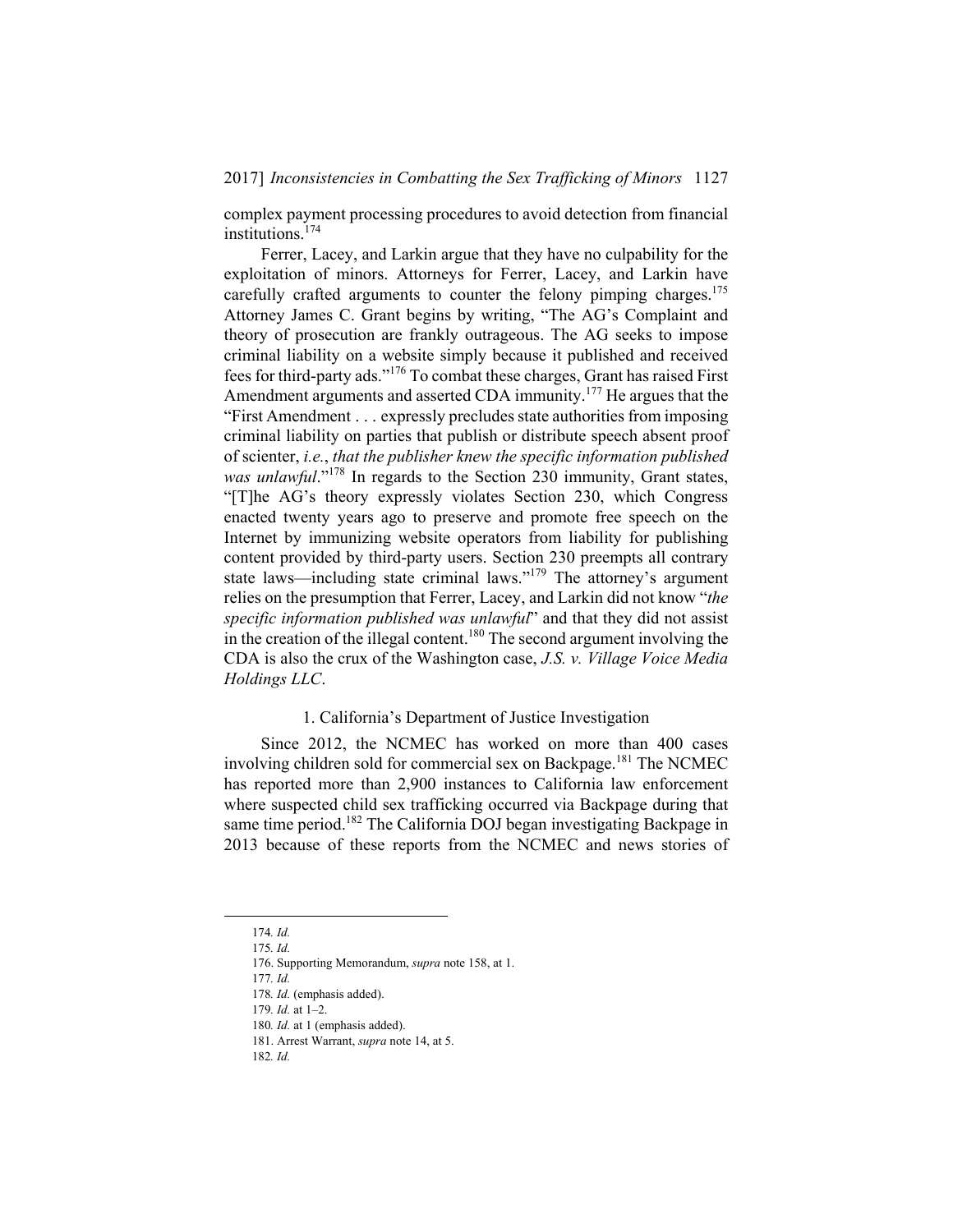complex payment processing procedures to avoid detection from financial institutions.[174]

Ferrer, Lacey, and Larkin argue that they have no culpability for the exploitation of minors. Attorneys for Ferrer, Lacey, and Larkin have carefully crafted arguments to counter the felony pimping charges.[175] Attorney James C. Grant begins by writing, "The AG's Complaint and theory of prosecution are frankly outrageous. The AG seeks to impose criminal liability on a website simply because it published and received fees for third-party ads."[176] To combat these charges, Grant has raised First Amendment arguments and asserted CDA immunity.[177] He argues that the "First Amendment . . . expressly precludes state authorities from imposing criminal liability on parties that publish or distribute speech absent proof of scienter, *i.e.*, *that the publisher knew the specific information published was unlawful*."[178] In regards to the Section 230 immunity, Grant states, "[T]he AG's theory expressly violates Section 230, which Congress enacted twenty years ago to preserve and promote free speech on the Internet by immunizing website operators from liability for publishing content provided by third-party users. Section 230 preempts all contrary state laws—including state criminal laws."[179] The attorney's argument relies on the presumption that Ferrer, Lacey, and Larkin did not know "*the specific information published was unlawful*" and that they did not assist in the creation of the illegal content.[180] The second argument involving the CDA is also the crux of the Washington case, *J.S. v. Village Voice Media Holdings LLC*.

### 1. California's Department of Justice Investigation

Since 2012, the NCMEC has worked on more than 400 cases involving children sold for commercial sex on Backpage.[181] The NCMEC has reported more than 2,900 instances to California law enforcement where suspected child sex trafficking occurred via Backpage during that same time period.[182] The California DOJ began investigating Backpage in 2013 because of these reports from the NCMEC and news stories of

---

174. *Id.*

175. *Id.*

176. Supporting Memorandum, *supra* note 158, at 1.

177. *Id.*

178. *Id.* (emphasis added).

179. *Id.* at 1–2.

180. *Id.* at 1 (emphasis added).

181. Arrest Warrant, *supra* note 14, at 5.

182. *Id.*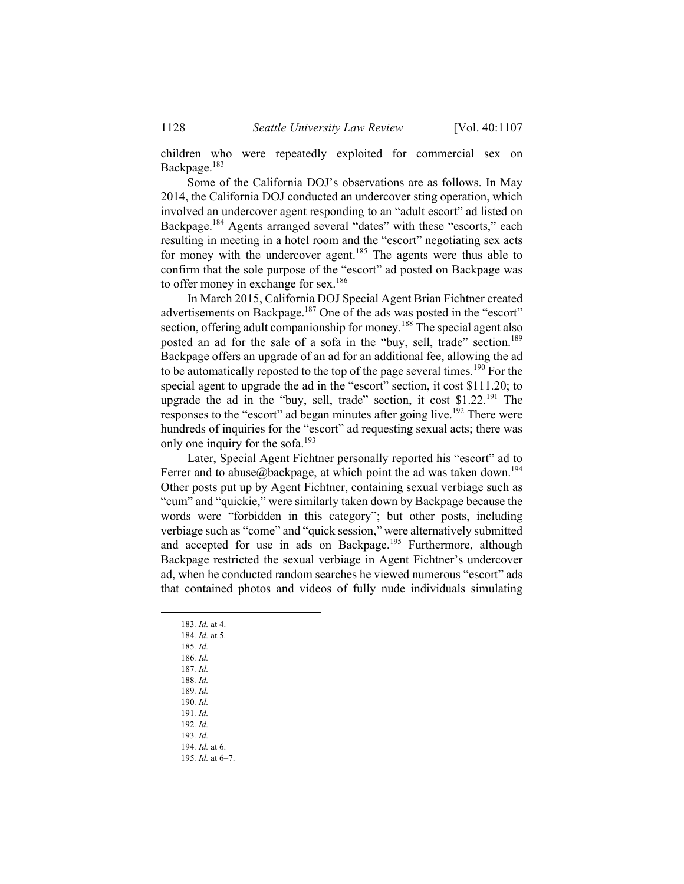children who were repeatedly exploited for commercial sex on Backpage.[183]

Some of the California DOJ's observations are as follows. In May 2014, the California DOJ conducted an undercover sting operation, which involved an undercover agent responding to an "adult escort" ad listed on Backpage.[184] Agents arranged several "dates" with these "escorts," each resulting in meeting in a hotel room and the "escort" negotiating sex acts for money with the undercover agent.[185] The agents were thus able to confirm that the sole purpose of the "escort" ad posted on Backpage was to offer money in exchange for sex.[186]

In March 2015, California DOJ Special Agent Brian Fichtner created advertisements on Backpage.[187] One of the ads was posted in the "escort" section, offering adult companionship for money.[188] The special agent also posted an ad for the sale of a sofa in the "buy, sell, trade" section.[189] Backpage offers an upgrade of an ad for an additional fee, allowing the ad to be automatically reposted to the top of the page several times.[190] For the special agent to upgrade the ad in the "escort" section, it cost $111.20; to upgrade the ad in the "buy, sell, trade" section, it cost $1.22.[191] The responses to the "escort" ad began minutes after going live.[192] There were hundreds of inquiries for the "escort" ad requesting sexual acts; there was only one inquiry for the sofa.[193]

Later, Special Agent Fichtner personally reported his "escort" ad to Ferrer and to abuse@backpage, at which point the ad was taken down.[194] Other posts put up by Agent Fichtner, containing sexual verbiage such as "cum" and "quickie," were similarly taken down by Backpage because the words were "forbidden in this category"; but other posts, including verbiage such as "come" and "quick session," were alternatively submitted and accepted for use in ads on Backpage.[195] Furthermore, although Backpage restricted the sexual verbiage in Agent Fichtner's undercover ad, when he conducted random searches he viewed numerous "escort" ads that contained photos and videos of fully nude individuals simulating

---

183. *Id.* at 4.
184. *Id.* at 5.
185. *Id.*
186. *Id.*
187. *Id.*
188. *Id.*
189. *Id.*
190. *Id.*
191. *Id.*
192. *Id.*
193. *Id.*
194. *Id.* at 6.
195. *Id.* at 6–7.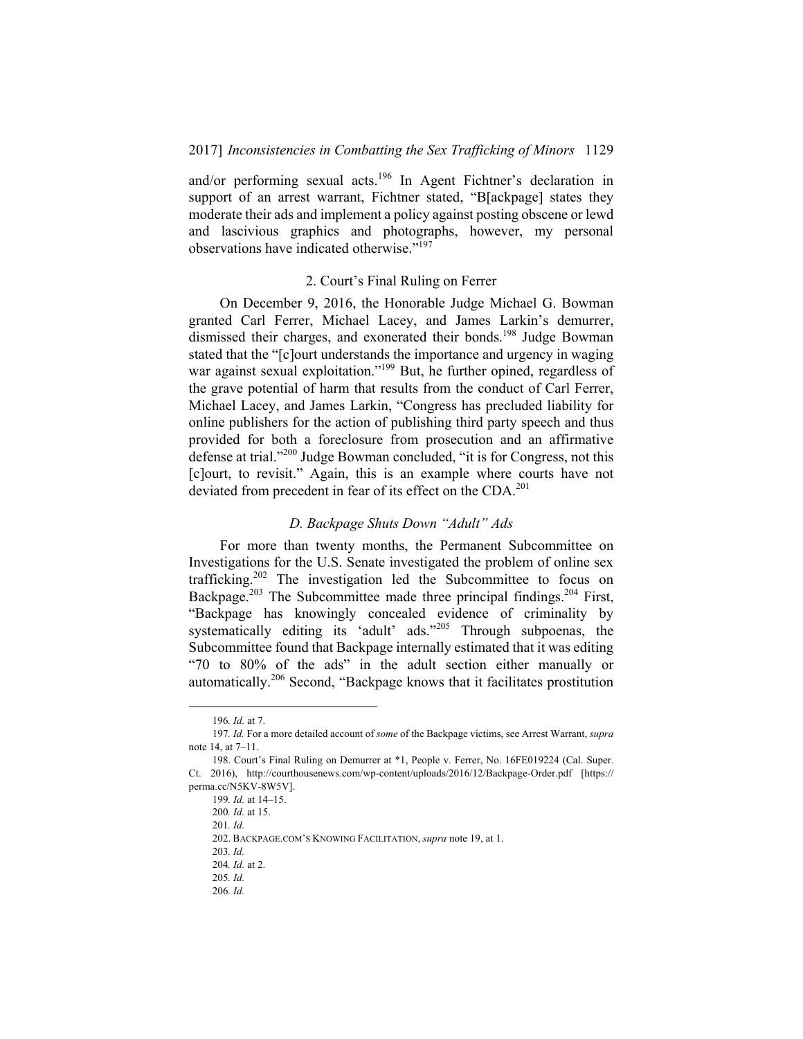and/or performing sexual acts.[196] In Agent Fichtner's declaration in support of an arrest warrant, Fichtner stated, "B[ackpage] states they moderate their ads and implement a policy against posting obscene or lewd and lascivious graphics and photographs, however, my personal observations have indicated otherwise."[197]

### 2. Court's Final Ruling on Ferrer

On December 9, 2016, the Honorable Judge Michael G. Bowman granted Carl Ferrer, Michael Lacey, and James Larkin's demurrer, dismissed their charges, and exonerated their bonds.[198] Judge Bowman stated that the "[c]ourt understands the importance and urgency in waging war against sexual exploitation."[199] But, he further opined, regardless of the grave potential of harm that results from the conduct of Carl Ferrer, Michael Lacey, and James Larkin, "Congress has precluded liability for online publishers for the action of publishing third party speech and thus provided for both a foreclosure from prosecution and an affirmative defense at trial."[200] Judge Bowman concluded, "it is for Congress, not this [c]ourt, to revisit." Again, this is an example where courts have not deviated from precedent in fear of its effect on the CDA.[201]

### *D. Backpage Shuts Down "Adult" Ads*

For more than twenty months, the Permanent Subcommittee on Investigations for the U.S. Senate investigated the problem of online sex trafficking.[202] The investigation led the Subcommittee to focus on Backpage.[203] The Subcommittee made three principal findings.[204] First, "Backpage has knowingly concealed evidence of criminality by systematically editing its 'adult' ads."[205] Through subpoenas, the Subcommittee found that Backpage internally estimated that it was editing "70 to 80% of the ads" in the adult section either manually or automatically.[206] Second, "Backpage knows that it facilitates prostitution

---

196. *Id.* at 7.

197. *Id.* For a more detailed account of *some* of the Backpage victims, see Arrest Warrant, *supra* note 14, at 7–11.

198. Court's Final Ruling on Demurrer at *1, People v. Ferrer, No. 16FE019224 (Cal. Super. Ct. 2016), http://courthousenews.com/wp-content/uploads/2016/12/Backpage-Order.pdf [https://perma.cc/N5KV-8W5V].

199. *Id.* at 14–15.

200. *Id.* at 15.

201. *Id.*

202. BACKPAGE.COM'S KNOWING FACILITATION, *supra* note 19, at 1.

203. *Id.*

204. *Id.* at 2.

205. *Id.*

206. *Id.*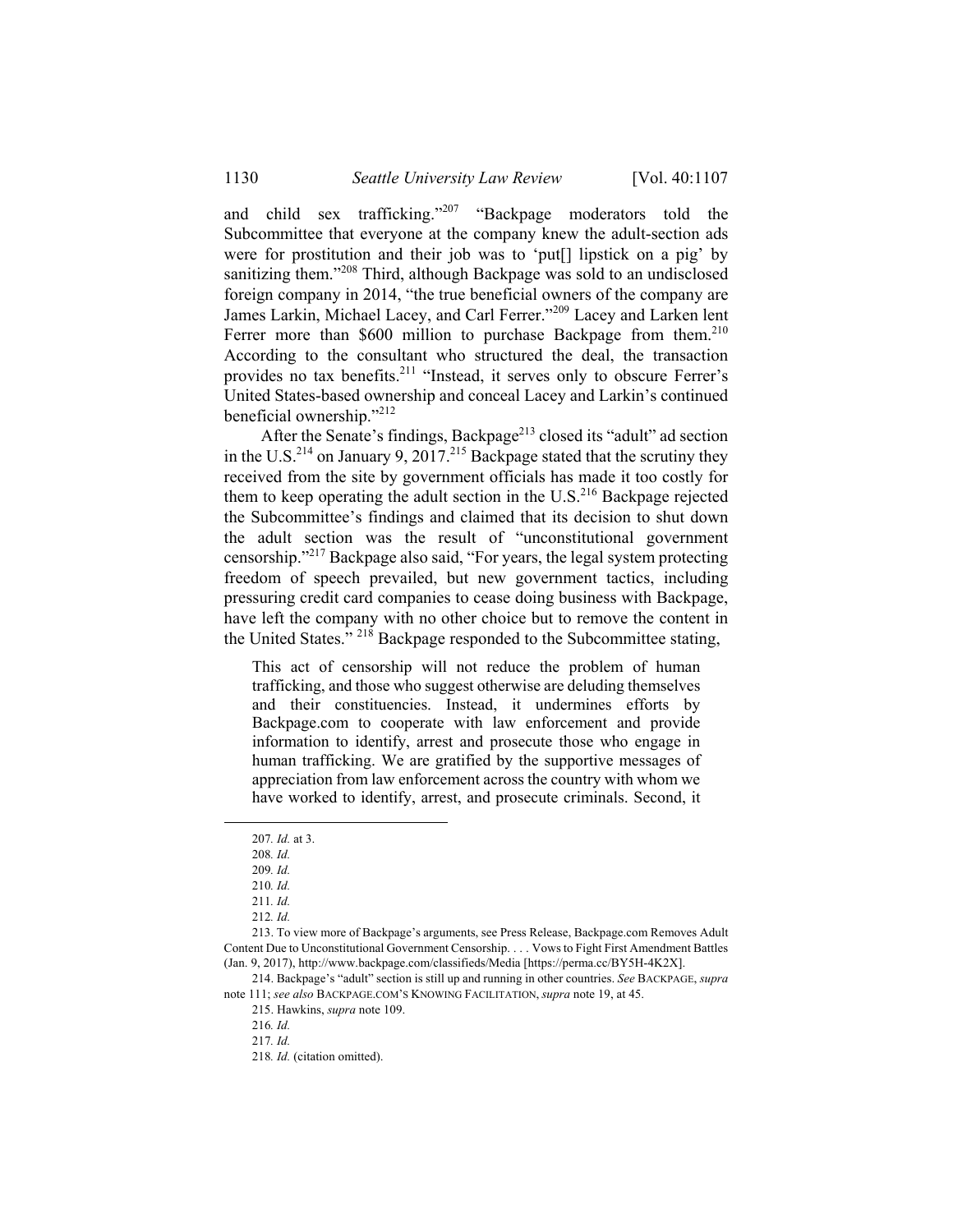and child sex trafficking."[207] "Backpage moderators told the Subcommittee that everyone at the company knew the adult-section ads were for prostitution and their job was to 'put[] lipstick on a pig' by sanitizing them."[208] Third, although Backpage was sold to an undisclosed foreign company in 2014, "the true beneficial owners of the company are James Larkin, Michael Lacey, and Carl Ferrer."[209] Lacey and Larken lent Ferrer more than $600 million to purchase Backpage from them.[210] According to the consultant who structured the deal, the transaction provides no tax benefits.[211] "Instead, it serves only to obscure Ferrer's United States-based ownership and conceal Lacey and Larkin's continued beneficial ownership."[212]

After the Senate's findings, Backpage[213] closed its "adult" ad section in the U.S.[214] on January 9, 2017.[215] Backpage stated that the scrutiny they received from the site by government officials has made it too costly for them to keep operating the adult section in the U.S.[216] Backpage rejected the Subcommittee's findings and claimed that its decision to shut down the adult section was the result of "unconstitutional government censorship."[217] Backpage also said, "For years, the legal system protecting freedom of speech prevailed, but new government tactics, including pressuring credit card companies to cease doing business with Backpage, have left the company with no other choice but to remove the content in the United States."[218] Backpage responded to the Subcommittee stating,

> This act of censorship will not reduce the problem of human trafficking, and those who suggest otherwise are deluding themselves and their constituencies. Instead, it undermines efforts by Backpage.com to cooperate with law enforcement and provide information to identify, arrest and prosecute those who engage in human trafficking. We are gratified by the supportive messages of appreciation from law enforcement across the country with whom we have worked to identify, arrest, and prosecute criminals. Second, it

---

207. *Id.* at 3.

208. *Id.*

209. *Id.*

210. *Id.*

211. *Id.*

212. *Id.*

213. To view more of Backpage's arguments, see Press Release, Backpage.com Removes Adult Content Due to Unconstitutional Government Censorship. . . . Vows to Fight First Amendment Battles (Jan. 9, 2017), http://www.backpage.com/classifieds/Media [https://perma.cc/BY5H-4K2X].

214. Backpage's "adult" section is still up and running in other countries. *See* BACKPAGE, *supra* note 111; *see also* BACKPAGE.COM'S KNOWING FACILITATION, *supra* note 19, at 45.

215. Hawkins, *supra* note 109.

216. *Id.*

217. *Id.*

218. *Id.* (citation omitted).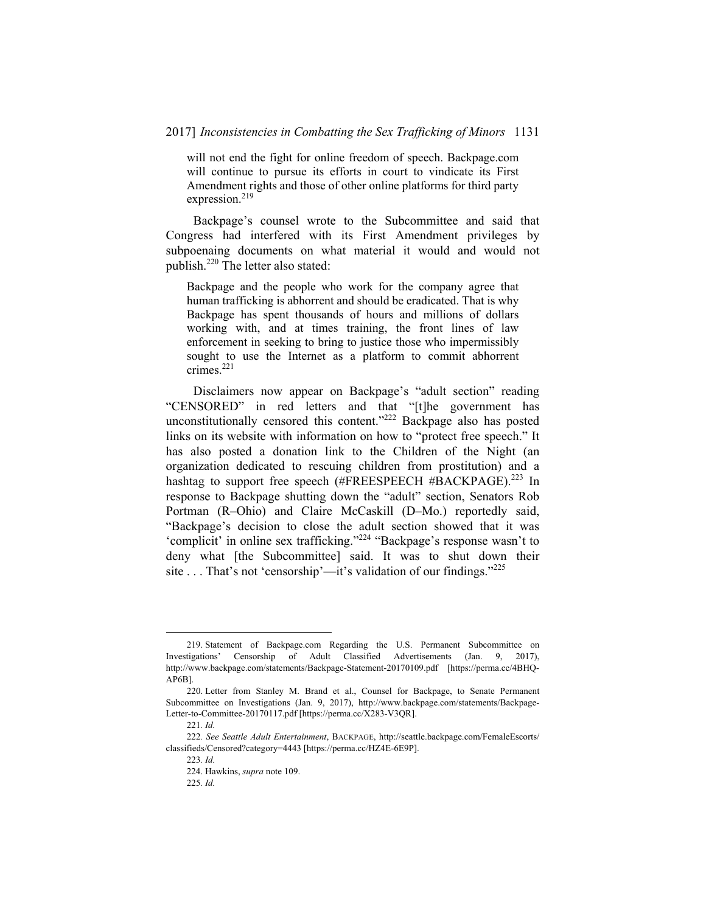> will not end the fight for online freedom of speech. Backpage.com will continue to pursue its efforts in court to vindicate its First Amendment rights and those of other online platforms for third party expression.[219]

Backpage's counsel wrote to the Subcommittee and said that Congress had interfered with its First Amendment privileges by subpoenaing documents on what material it would and would not publish.[220] The letter also stated:

> Backpage and the people who work for the company agree that human trafficking is abhorrent and should be eradicated. That is why Backpage has spent thousands of hours and millions of dollars working with, and at times training, the front lines of law enforcement in seeking to bring to justice those who impermissibly sought to use the Internet as a platform to commit abhorrent crimes.[221]

Disclaimers now appear on Backpage's "adult section" reading "CENSORED" in red letters and that "[t]he government has unconstitutionally censored this content."[222] Backpage also has posted links on its website with information on how to "protect free speech." It has also posted a donation link to the Children of the Night (an organization dedicated to rescuing children from prostitution) and a hashtag to support free speech (#FREESPEECH #BACKPAGE).[223] In response to Backpage shutting down the "adult" section, Senators Rob Portman (R–Ohio) and Claire McCaskill (D–Mo.) reportedly said, "Backpage's decision to close the adult section showed that it was 'complicit' in online sex trafficking."[224] "Backpage's response wasn't to deny what [the Subcommittee] said. It was to shut down their site . . . That's not 'censorship'—it's validation of our findings."[225]

---

219. Statement of Backpage.com Regarding the U.S. Permanent Subcommittee on Investigations' Censorship of Adult Classified Advertisements (Jan. 9, 2017), http://www.backpage.com/statements/Backpage-Statement-20170109.pdf [https://perma.cc/4BHQ-AP6B].

220. Letter from Stanley M. Brand et al., Counsel for Backpage, to Senate Permanent Subcommittee on Investigations (Jan. 9, 2017), http://www.backpage.com/statements/Backpage-Letter-to-Committee-20170117.pdf [https://perma.cc/X283-V3QR].

221. *Id.*

222. *See Seattle Adult Entertainment*, BACKPAGE, http://seattle.backpage.com/FemaleEscorts/classifieds/Censored?category=4443 [https://perma.cc/HZ4E-6E9P].

223. *Id.*

224. Hawkins, *supra* note 109.

225. *Id.*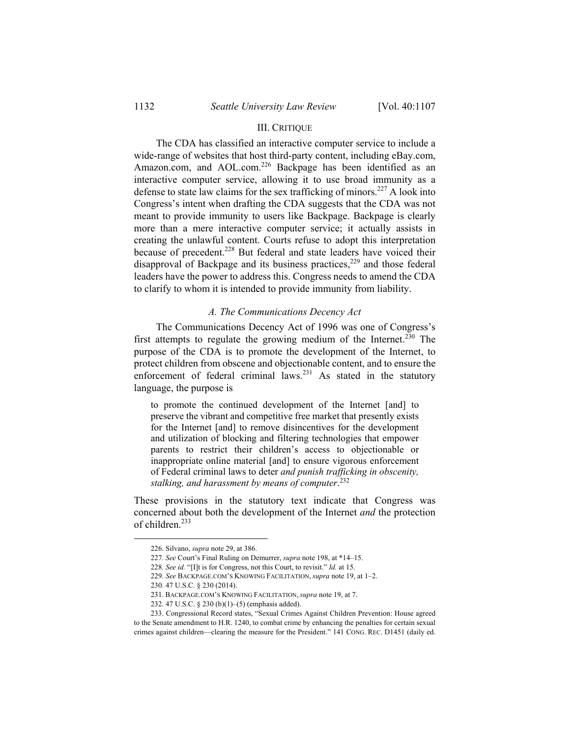## III. CRITIQUE

The CDA has classified an interactive computer service to include a wide-range of websites that host third-party content, including eBay.com, Amazon.com, and AOL.com.[226] Backpage has been identified as an interactive computer service, allowing it to use broad immunity as a defense to state law claims for the sex trafficking of minors.[227] A look into Congress's intent when drafting the CDA suggests that the CDA was not meant to provide immunity to users like Backpage. Backpage is clearly more than a mere interactive computer service; it actually assists in creating the unlawful content. Courts refuse to adopt this interpretation because of precedent.[228] But federal and state leaders have voiced their disapproval of Backpage and its business practices,[229] and those federal leaders have the power to address this. Congress needs to amend the CDA to clarify to whom it is intended to provide immunity from liability.

### *A. The Communications Decency Act*

The Communications Decency Act of 1996 was one of Congress's first attempts to regulate the growing medium of the Internet.[230] The purpose of the CDA is to promote the development of the Internet, to protect children from obscene and objectionable content, and to ensure the enforcement of federal criminal laws.[231] As stated in the statutory language, the purpose is

> to promote the continued development of the Internet [and] to preserve the vibrant and competitive free market that presently exists for the Internet [and] to remove disincentives for the development and utilization of blocking and filtering technologies that empower parents to restrict their children's access to objectionable or inappropriate online material [and] to ensure vigorous enforcement of Federal criminal laws to deter *and punish trafficking in obscenity, stalking, and harassment by means of computer*.[232]

These provisions in the statutory text indicate that Congress was concerned about both the development of the Internet *and* the protection of children.[233]

---

226. Silvano, *supra* note 29, at 386.

227. *See* Court's Final Ruling on Demurrer, *supra* note 198, at *14–15.

228. *See id.* "[I]t is for Congress, not this Court, to revisit." *Id.* at 15.

229. *See* BACKPAGE.COM'S KNOWING FACILITATION, *supra* note 19, at 1–2.

230. 47 U.S.C. § 230 (2014).

231. BACKPAGE.COM'S KNOWING FACILITATION, *supra* note 19, at 7.

232. 47 U.S.C. § 230 (b)(1)–(5) (emphasis added).

233. Congressional Record states, "Sexual Crimes Against Children Prevention: House agreed to the Senate amendment to H.R. 1240, to combat crime by enhancing the penalties for certain sexual crimes against children—clearing the measure for the President." 141 CONG. REC. D1451 (daily ed.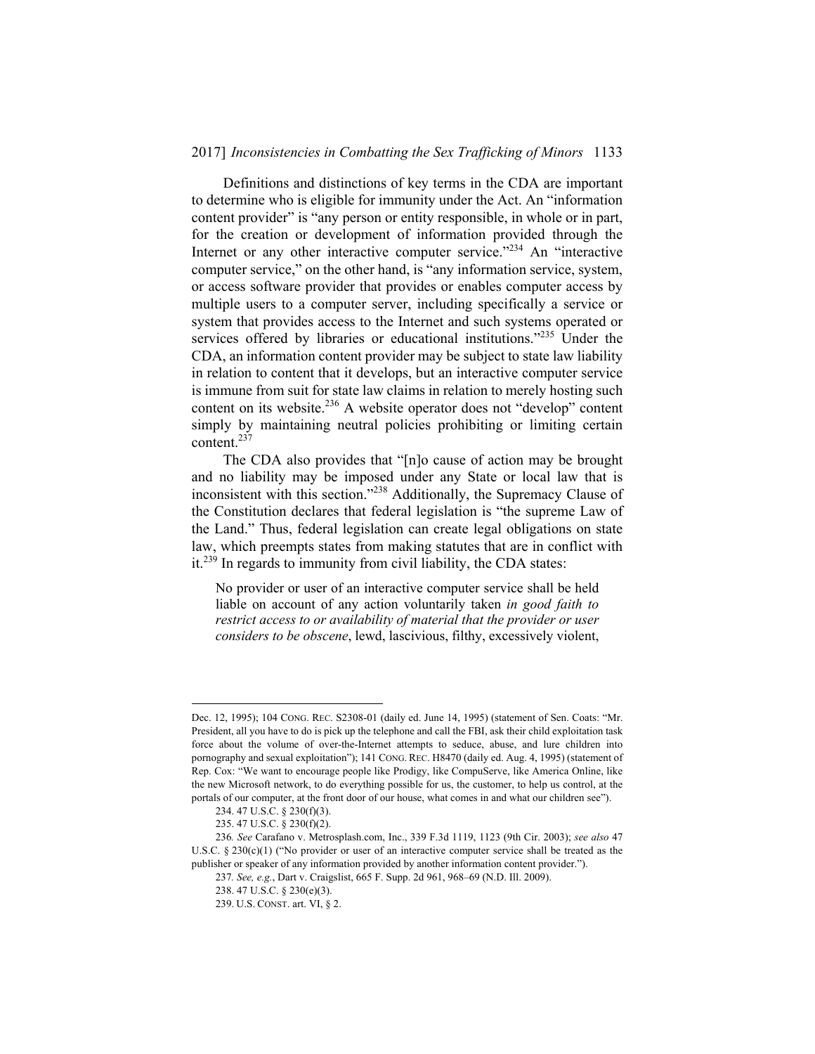Definitions and distinctions of key terms in the CDA are important to determine who is eligible for immunity under the Act. An "information content provider" is "any person or entity responsible, in whole or in part, for the creation or development of information provided through the Internet or any other interactive computer service."[234] An "interactive computer service," on the other hand, is "any information service, system, or access software provider that provides or enables computer access by multiple users to a computer server, including specifically a service or system that provides access to the Internet and such systems operated or services offered by libraries or educational institutions."[235] Under the CDA, an information content provider may be subject to state law liability in relation to content that it develops, but an interactive computer service is immune from suit for state law claims in relation to merely hosting such content on its website.[236] A website operator does not "develop" content simply by maintaining neutral policies prohibiting or limiting certain content.[237]

The CDA also provides that "[n]o cause of action may be brought and no liability may be imposed under any State or local law that is inconsistent with this section."[238] Additionally, the Supremacy Clause of the Constitution declares that federal legislation is "the supreme Law of the Land." Thus, federal legislation can create legal obligations on state law, which preempts states from making statutes that are in conflict with it.[239] In regards to immunity from civil liability, the CDA states:

> No provider or user of an interactive computer service shall be held liable on account of any action voluntarily taken *in good faith to restrict access to or availability of material that the provider or user considers to be obscene*, lewd, lascivious, filthy, excessively violent,

---

Dec. 12, 1995); 104 CONG. REC. S2308-01 (daily ed. June 14, 1995) (statement of Sen. Coats: "Mr. President, all you have to do is pick up the telephone and call the FBI, ask their child exploitation task force about the volume of over-the-Internet attempts to seduce, abuse, and lure children into pornography and sexual exploitation"); 141 CONG. REC. H8470 (daily ed. Aug. 4, 1995) (statement of Rep. Cox: "We want to encourage people like Prodigy, like CompuServe, like America Online, like the new Microsoft network, to do everything possible for us, the customer, to help us control, at the portals of our computer, at the front door of our house, what comes in and what our children see").

234. 47 U.S.C. § 230(f)(3).

235. 47 U.S.C. § 230(f)(2).

236. *See* Carafano v. Metrosplash.com, Inc., 339 F.3d 1119, 1123 (9th Cir. 2003); *see also* 47 U.S.C. § 230(c)(1) ("No provider or user of an interactive computer service shall be treated as the publisher or speaker of any information provided by another information content provider.").

237. *See, e.g.*, Dart v. Craigslist, 665 F. Supp. 2d 961, 968–69 (N.D. Ill. 2009).

238. 47 U.S.C. § 230(e)(3).

239. U.S. CONST. art. VI, § 2.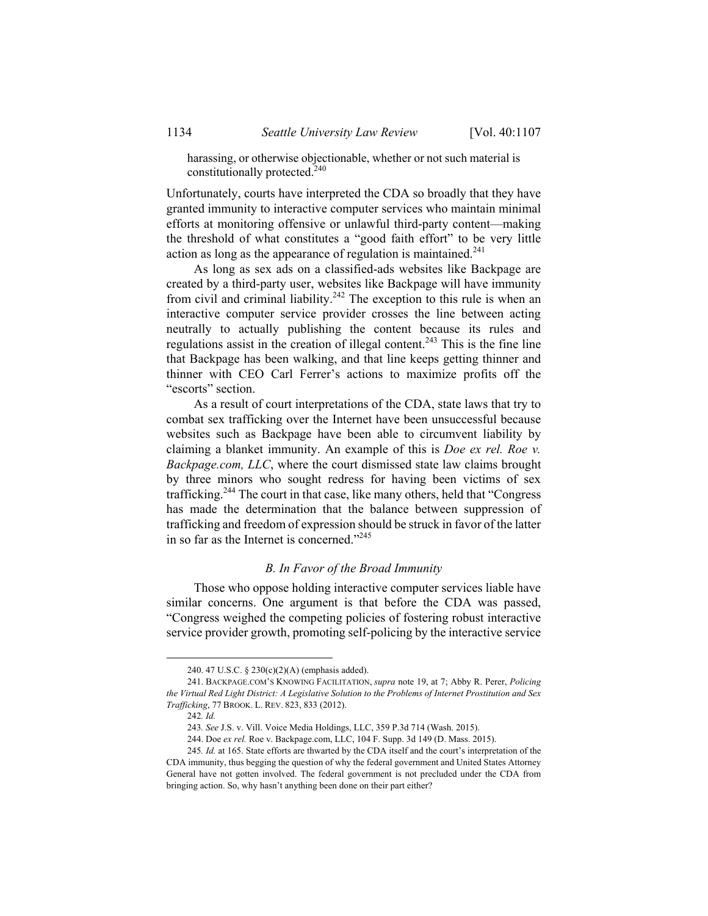> harassing, or otherwise objectionable, whether or not such material is constitutionally protected.[240]

Unfortunately, courts have interpreted the CDA so broadly that they have granted immunity to interactive computer services who maintain minimal efforts at monitoring offensive or unlawful third-party content—making the threshold of what constitutes a "good faith effort" to be very little action as long as the appearance of regulation is maintained.[241]

As long as sex ads on a classified-ads websites like Backpage are created by a third-party user, websites like Backpage will have immunity from civil and criminal liability.[242] The exception to this rule is when an interactive computer service provider crosses the line between acting neutrally to actually publishing the content because its rules and regulations assist in the creation of illegal content.[243] This is the fine line that Backpage has been walking, and that line keeps getting thinner and thinner with CEO Carl Ferrer's actions to maximize profits off the "escorts" section.

As a result of court interpretations of the CDA, state laws that try to combat sex trafficking over the Internet have been unsuccessful because websites such as Backpage have been able to circumvent liability by claiming a blanket immunity. An example of this is *Doe ex rel. Roe v. Backpage.com, LLC*, where the court dismissed state law claims brought by three minors who sought redress for having been victims of sex trafficking.[244] The court in that case, like many others, held that "Congress has made the determination that the balance between suppression of trafficking and freedom of expression should be struck in favor of the latter in so far as the Internet is concerned."[245]

### *B. In Favor of the Broad Immunity*

Those who oppose holding interactive computer services liable have similar concerns. One argument is that before the CDA was passed, "Congress weighed the competing policies of fostering robust interactive service provider growth, promoting self-policing by the interactive service

---

240. 47 U.S.C. § 230(c)(2)(A) (emphasis added).

241. BACKPAGE.COM'S KNOWING FACILITATION, *supra* note 19, at 7; Abby R. Perer, *Policing the Virtual Red Light District: A Legislative Solution to the Problems of Internet Prostitution and Sex Trafficking*, 77 BROOK. L. REV. 823, 833 (2012).

242. *Id.*

243. *See* J.S. v. Vill. Voice Media Holdings, LLC, 359 P.3d 714 (Wash. 2015).

244. Doe *ex rel.* Roe v. Backpage.com, LLC, 104 F. Supp. 3d 149 (D. Mass. 2015).

245. *Id.* at 165. State efforts are thwarted by the CDA itself and the court's interpretation of the CDA immunity, thus begging the question of why the federal government and United States Attorney General have not gotten involved. The federal government is not precluded under the CDA from bringing action. So, why hasn't anything been done on their part either?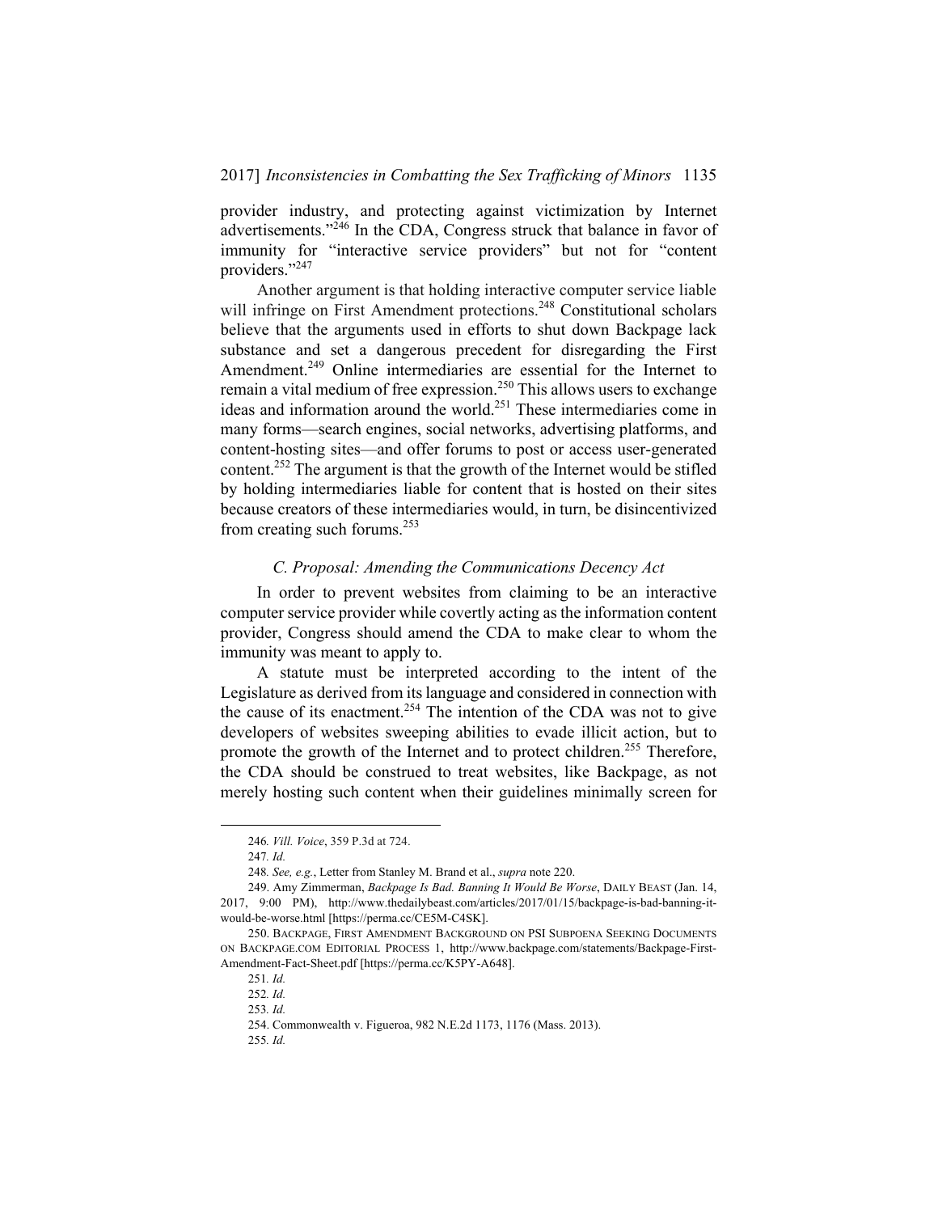provider industry, and protecting against victimization by Internet advertisements."[246] In the CDA, Congress struck that balance in favor of immunity for "interactive service providers" but not for "content providers."[247]

Another argument is that holding interactive computer service liable will infringe on First Amendment protections.[248] Constitutional scholars believe that the arguments used in efforts to shut down Backpage lack substance and set a dangerous precedent for disregarding the First Amendment.[249] Online intermediaries are essential for the Internet to remain a vital medium of free expression.[250] This allows users to exchange ideas and information around the world.[251] These intermediaries come in many forms—search engines, social networks, advertising platforms, and content-hosting sites—and offer forums to post or access user-generated content.[252] The argument is that the growth of the Internet would be stifled by holding intermediaries liable for content that is hosted on their sites because creators of these intermediaries would, in turn, be disincentivized from creating such forums.[253]

### *C. Proposal: Amending the Communications Decency Act*

In order to prevent websites from claiming to be an interactive computer service provider while covertly acting as the information content provider, Congress should amend the CDA to make clear to whom the immunity was meant to apply to.

A statute must be interpreted according to the intent of the Legislature as derived from its language and considered in connection with the cause of its enactment.[254] The intention of the CDA was not to give developers of websites sweeping abilities to evade illicit action, but to promote the growth of the Internet and to protect children.[255] Therefore, the CDA should be construed to treat websites, like Backpage, as not merely hosting such content when their guidelines minimally screen for

---

246. *Vill. Voice*, 359 P.3d at 724.

247. *Id.*

248. *See, e.g.*, Letter from Stanley M. Brand et al., *supra* note 220.

249. Amy Zimmerman, *Backpage Is Bad. Banning It Would Be Worse*, DAILY BEAST (Jan. 14, 2017, 9:00 PM), http://www.thedailybeast.com/articles/2017/01/15/backpage-is-bad-banning-it-would-be-worse.html [https://perma.cc/CE5M-C4SK].

250. BACKPAGE, FIRST AMENDMENT BACKGROUND ON PSI SUBPOENA SEEKING DOCUMENTS ON BACKPAGE.COM EDITORIAL PROCESS 1, http://www.backpage.com/statements/Backpage-First-Amendment-Fact-Sheet.pdf [https://perma.cc/K5PY-A648].

251. *Id.*

252. *Id.*

253. *Id.*

254. Commonwealth v. Figueroa, 982 N.E.2d 1173, 1176 (Mass. 2013).

255. *Id.*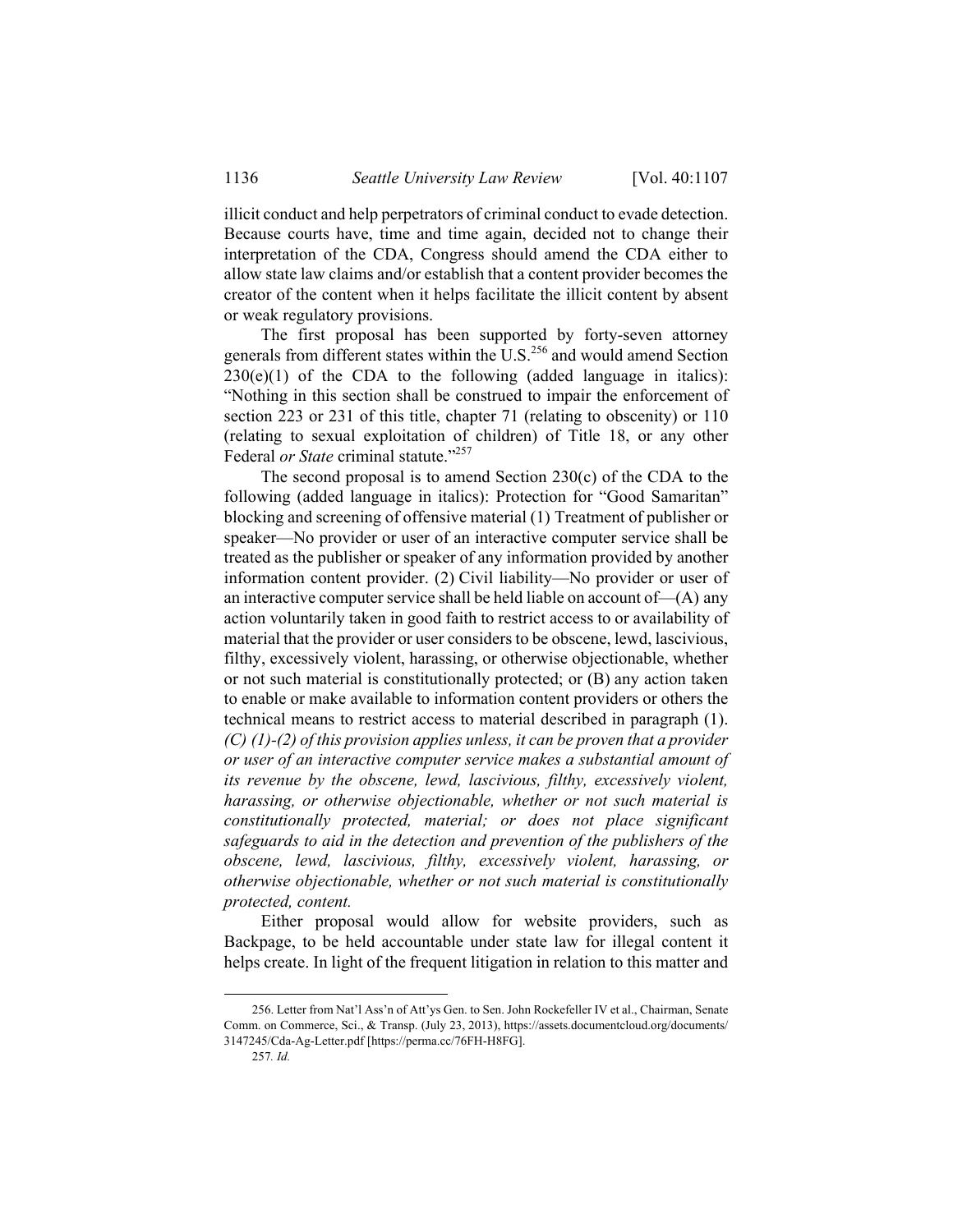illicit conduct and help perpetrators of criminal conduct to evade detection. Because courts have, time and time again, decided not to change their interpretation of the CDA, Congress should amend the CDA either to allow state law claims and/or establish that a content provider becomes the creator of the content when it helps facilitate the illicit content by absent or weak regulatory provisions.

The first proposal has been supported by forty-seven attorney generals from different states within the U.S.[256] and would amend Section 230(e)(1) of the CDA to the following (added language in italics): "Nothing in this section shall be construed to impair the enforcement of section 223 or 231 of this title, chapter 71 (relating to obscenity) or 110 (relating to sexual exploitation of children) of Title 18, or any other Federal *or State* criminal statute."[257]

The second proposal is to amend Section 230(c) of the CDA to the following (added language in italics): Protection for "Good Samaritan" blocking and screening of offensive material (1) Treatment of publisher or speaker—No provider or user of an interactive computer service shall be treated as the publisher or speaker of any information provided by another information content provider. (2) Civil liability—No provider or user of an interactive computer service shall be held liable on account of—(A) any action voluntarily taken in good faith to restrict access to or availability of material that the provider or user considers to be obscene, lewd, lascivious, filthy, excessively violent, harassing, or otherwise objectionable, whether or not such material is constitutionally protected; or (B) any action taken to enable or make available to information content providers or others the technical means to restrict access to material described in paragraph (1). *(C) (1)-(2) of this provision applies unless, it can be proven that a provider or user of an interactive computer service makes a substantial amount of its revenue by the obscene, lewd, lascivious, filthy, excessively violent, harassing, or otherwise objectionable, whether or not such material is constitutionally protected, material; or does not place significant safeguards to aid in the detection and prevention of the publishers of the obscene, lewd, lascivious, filthy, excessively violent, harassing, or otherwise objectionable, whether or not such material is constitutionally protected, content.*

Either proposal would allow for website providers, such as Backpage, to be held accountable under state law for illegal content it helps create. In light of the frequent litigation in relation to this matter and

256. Letter from Nat'l Ass'n of Att'ys Gen. to Sen. John Rockefeller IV et al., Chairman, Senate Comm. on Commerce, Sci., & Transp. (July 23, 2013), https://assets.documentcloud.org/documents/3147245/Cda-Ag-Letter.pdf [https://perma.cc/76FH-H8FG].

257. *Id.*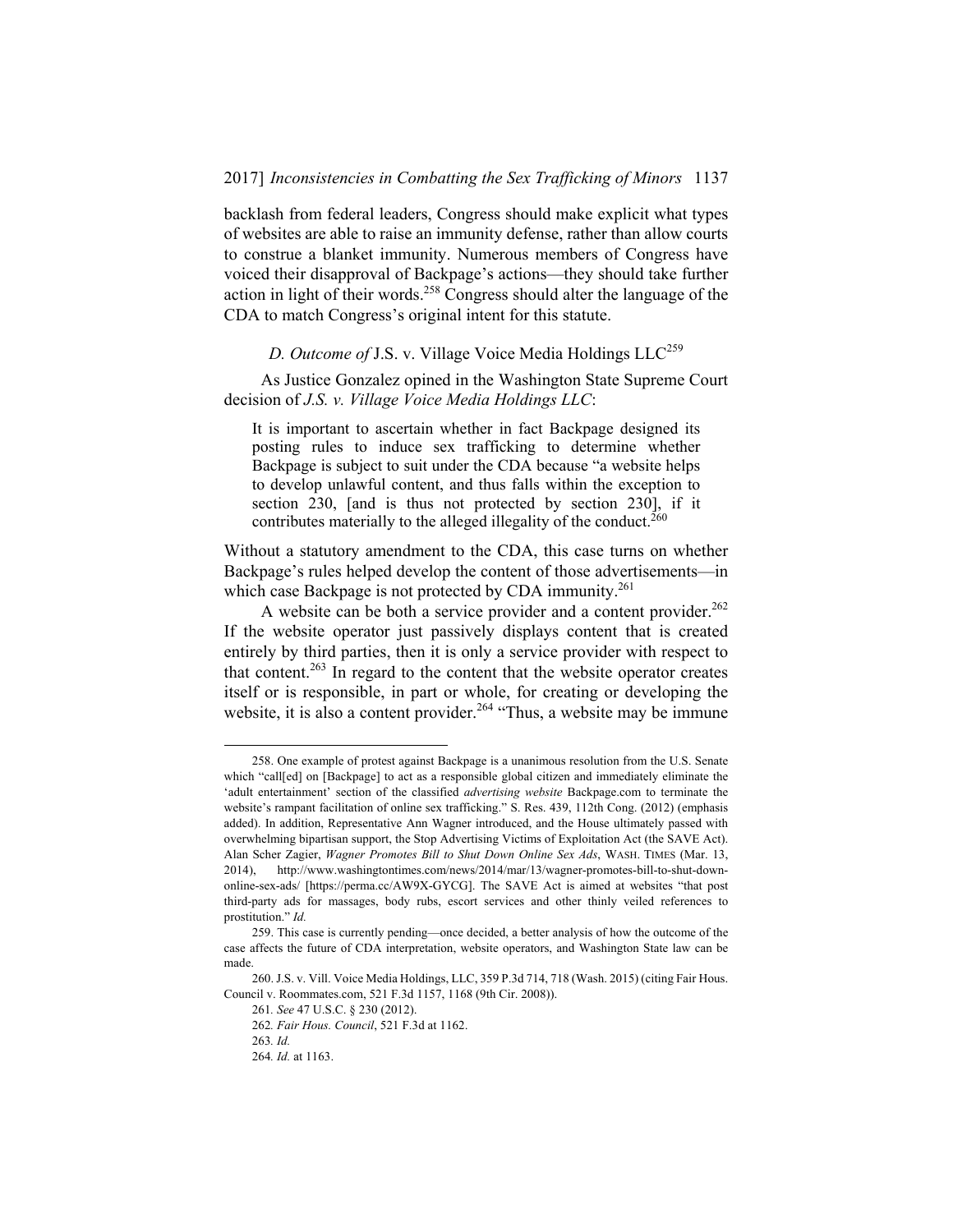backlash from federal leaders, Congress should make explicit what types of websites are able to raise an immunity defense, rather than allow courts to construe a blanket immunity. Numerous members of Congress have voiced their disapproval of Backpage's actions—they should take further action in light of their words.[258] Congress should alter the language of the CDA to match Congress's original intent for this statute.

### *D. Outcome of* J.S. v. Village Voice Media Holdings LLC[259]

As Justice Gonzalez opined in the Washington State Supreme Court decision of *J.S. v. Village Voice Media Holdings LLC*:

> It is important to ascertain whether in fact Backpage designed its posting rules to induce sex trafficking to determine whether Backpage is subject to suit under the CDA because "a website helps to develop unlawful content, and thus falls within the exception to section 230, [and is thus not protected by section 230], if it contributes materially to the alleged illegality of the conduct.[260]

Without a statutory amendment to the CDA, this case turns on whether Backpage's rules helped develop the content of those advertisements—in which case Backpage is not protected by CDA immunity.[261]

A website can be both a service provider and a content provider.[262] If the website operator just passively displays content that is created entirely by third parties, then it is only a service provider with respect to that content.[263] In regard to the content that the website operator creates itself or is responsible, in part or whole, for creating or developing the website, it is also a content provider.[264] "Thus, a website may be immune

---

258. One example of protest against Backpage is a unanimous resolution from the U.S. Senate which "call[ed] on [Backpage] to act as a responsible global citizen and immediately eliminate the 'adult entertainment' section of the classified *advertising website* Backpage.com to terminate the website's rampant facilitation of online sex trafficking." S. Res. 439, 112th Cong. (2012) (emphasis added). In addition, Representative Ann Wagner introduced, and the House ultimately passed with overwhelming bipartisan support, the Stop Advertising Victims of Exploitation Act (the SAVE Act). Alan Scher Zagier, *Wagner Promotes Bill to Shut Down Online Sex Ads*, WASH. TIMES (Mar. 13, 2014), http://www.washingtontimes.com/news/2014/mar/13/wagner-promotes-bill-to-shut-down-online-sex-ads/ [https://perma.cc/AW9X-GYCG]. The SAVE Act is aimed at websites "that post third-party ads for massages, body rubs, escort services and other thinly veiled references to prostitution." *Id.*

259. This case is currently pending—once decided, a better analysis of how the outcome of the case affects the future of CDA interpretation, website operators, and Washington State law can be made.

260. J.S. v. Vill. Voice Media Holdings, LLC, 359 P.3d 714, 718 (Wash. 2015) (citing Fair Hous. Council v. Roommates.com, 521 F.3d 1157, 1168 (9th Cir. 2008)).

261. *See* 47 U.S.C. § 230 (2012).

262. *Fair Hous. Council*, 521 F.3d at 1162.

263. *Id.*

264. *Id.* at 1163.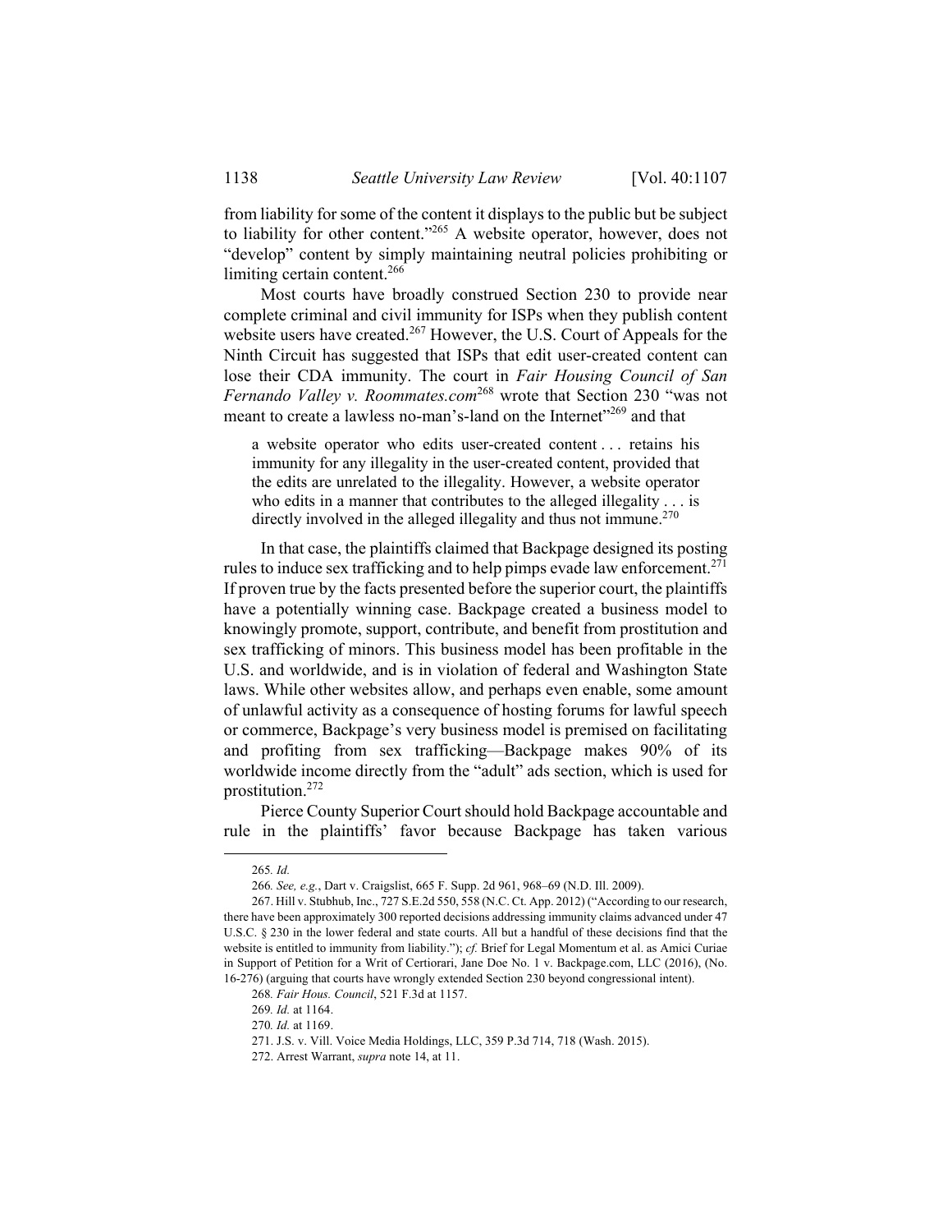from liability for some of the content it displays to the public but be subject to liability for other content."[265] A website operator, however, does not "develop" content by simply maintaining neutral policies prohibiting or limiting certain content.[266]

Most courts have broadly construed Section 230 to provide near complete criminal and civil immunity for ISPs when they publish content website users have created.[267] However, the U.S. Court of Appeals for the Ninth Circuit has suggested that ISPs that edit user-created content can lose their CDA immunity. The court in *Fair Housing Council of San Fernando Valley v. Roommates.com*[268] wrote that Section 230 "was not meant to create a lawless no-man's-land on the Internet"[269] and that

> a website operator who edits user-created content . . . retains his immunity for any illegality in the user-created content, provided that the edits are unrelated to the illegality. However, a website operator who edits in a manner that contributes to the alleged illegality . . . is directly involved in the alleged illegality and thus not immune.[270]

In that case, the plaintiffs claimed that Backpage designed its posting rules to induce sex trafficking and to help pimps evade law enforcement.[271] If proven true by the facts presented before the superior court, the plaintiffs have a potentially winning case. Backpage created a business model to knowingly promote, support, contribute, and benefit from prostitution and sex trafficking of minors. This business model has been profitable in the U.S. and worldwide, and is in violation of federal and Washington State laws. While other websites allow, and perhaps even enable, some amount of unlawful activity as a consequence of hosting forums for lawful speech or commerce, Backpage's very business model is premised on facilitating and profiting from sex trafficking—Backpage makes 90% of its worldwide income directly from the "adult" ads section, which is used for prostitution.[272]

Pierce County Superior Court should hold Backpage accountable and rule in the plaintiffs' favor because Backpage has taken various

---

265. *Id.*

266. *See, e.g.*, Dart v. Craigslist, 665 F. Supp. 2d 961, 968–69 (N.D. Ill. 2009).

267. Hill v. Stubhub, Inc., 727 S.E.2d 550, 558 (N.C. Ct. App. 2012) ("According to our research, there have been approximately 300 reported decisions addressing immunity claims advanced under 47 U.S.C. § 230 in the lower federal and state courts. All but a handful of these decisions find that the website is entitled to immunity from liability."); *cf.* Brief for Legal Momentum et al. as Amici Curiae in Support of Petition for a Writ of Certiorari, Jane Doe No. 1 v. Backpage.com, LLC (2016), (No. 16-276) (arguing that courts have wrongly extended Section 230 beyond congressional intent).

268. *Fair Hous. Council*, 521 F.3d at 1157.

269. *Id.* at 1164.

270. *Id.* at 1169.

271. J.S. v. Vill. Voice Media Holdings, LLC, 359 P.3d 714, 718 (Wash. 2015).

272. Arrest Warrant, *supra* note 14, at 11.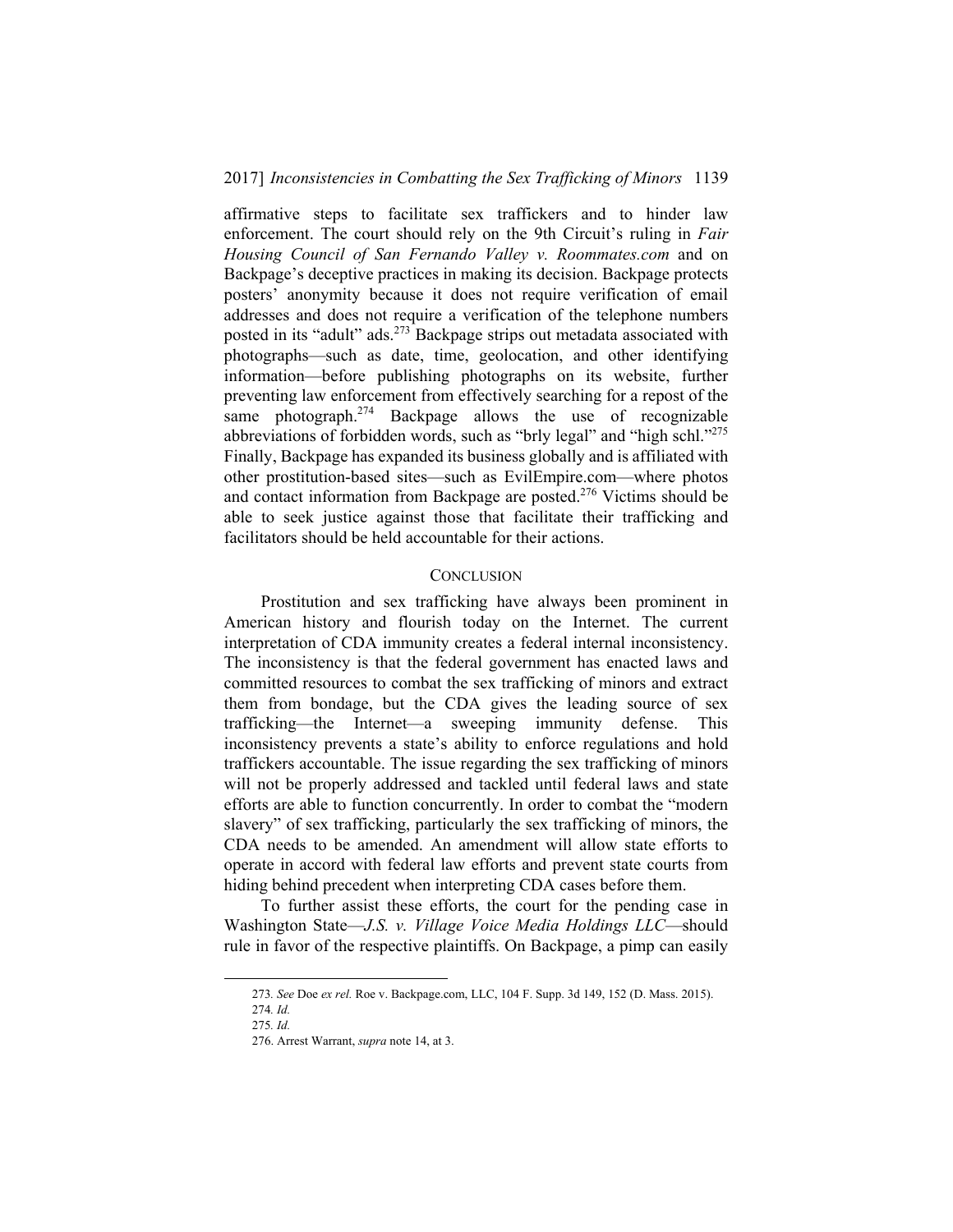affirmative steps to facilitate sex traffickers and to hinder law enforcement. The court should rely on the 9th Circuit's ruling in *Fair Housing Council of San Fernando Valley v. Roommates.com* and on Backpage's deceptive practices in making its decision. Backpage protects posters' anonymity because it does not require verification of email addresses and does not require a verification of the telephone numbers posted in its "adult" ads.[273] Backpage strips out metadata associated with photographs—such as date, time, geolocation, and other identifying information—before publishing photographs on its website, further preventing law enforcement from effectively searching for a repost of the same photograph.[274] Backpage allows the use of recognizable abbreviations of forbidden words, such as "brly legal" and "high schl."[275] Finally, Backpage has expanded its business globally and is affiliated with other prostitution-based sites—such as EvilEmpire.com—where photos and contact information from Backpage are posted.[276] Victims should be able to seek justice against those that facilitate their trafficking and facilitators should be held accountable for their actions.

## CONCLUSION

Prostitution and sex trafficking have always been prominent in American history and flourish today on the Internet. The current interpretation of CDA immunity creates a federal internal inconsistency. The inconsistency is that the federal government has enacted laws and committed resources to combat the sex trafficking of minors and extract them from bondage, but the CDA gives the leading source of sex trafficking—the Internet—a sweeping immunity defense. This inconsistency prevents a state's ability to enforce regulations and hold traffickers accountable. The issue regarding the sex trafficking of minors will not be properly addressed and tackled until federal laws and state efforts are able to function concurrently. In order to combat the "modern slavery" of sex trafficking, particularly the sex trafficking of minors, the CDA needs to be amended. An amendment will allow state efforts to operate in accord with federal law efforts and prevent state courts from hiding behind precedent when interpreting CDA cases before them.

To further assist these efforts, the court for the pending case in Washington State—*J.S. v. Village Voice Media Holdings LLC*—should rule in favor of the respective plaintiffs. On Backpage, a pimp can easily

---

273. *See* Doe *ex rel.* Roe v. Backpage.com, LLC, 104 F. Supp. 3d 149, 152 (D. Mass. 2015).

274. *Id.*

275. *Id.*

276. Arrest Warrant, *supra* note 14, at 3.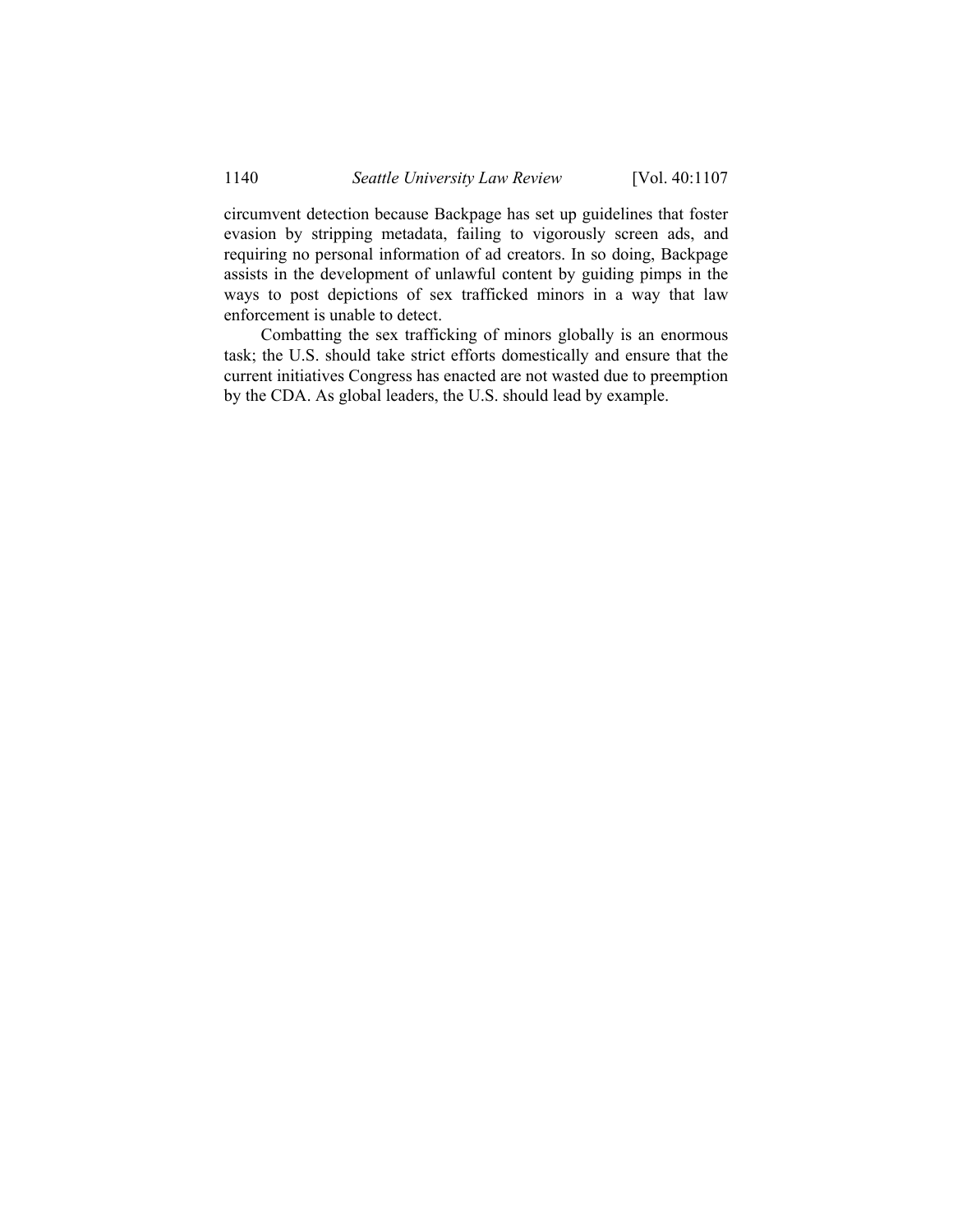circumvent detection because Backpage has set up guidelines that foster evasion by stripping metadata, failing to vigorously screen ads, and requiring no personal information of ad creators. In so doing, Backpage assists in the development of unlawful content by guiding pimps in the ways to post depictions of sex trafficked minors in a way that law enforcement is unable to detect.

Combatting the sex trafficking of minors globally is an enormous task; the U.S. should take strict efforts domestically and ensure that the current initiatives Congress has enacted are not wasted due to preemption by the CDA. As global leaders, the U.S. should lead by example.